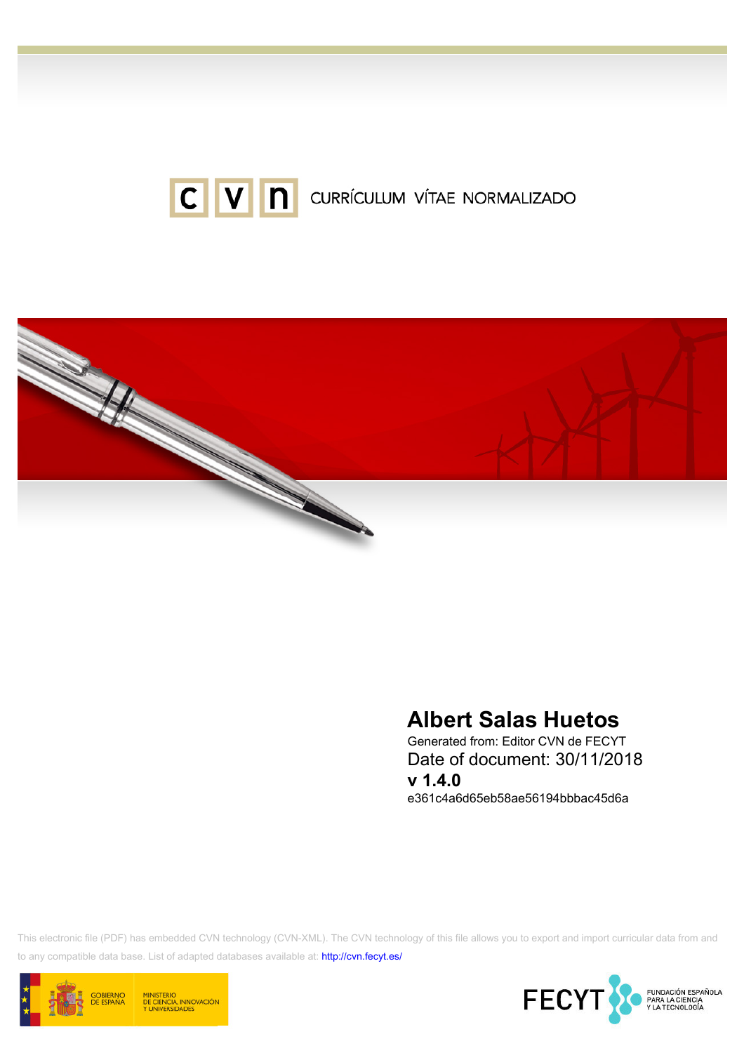CVN CURRÍCULUM VÍTAE NORMALIZADO

# Albert Salas Huetos

Generated from: Editor CVN de FECYT

Date of document: 30/11/2018

**v 1.4.0**

e361c4a6d65eb58ae56194bbbac45d6a

This electronic file (PDF) has embedded CVN technology (CVN-XML). The CVN technology of this file allows you to export and import curricular data from and to any compatible data base. List of adapted databases available at: http://cvn.fecyt.es/

GOBIERNO DE ESPAÑA — MINISTERIO DE CIENCIA, INNOVACIÓN Y UNIVERSIDADES

FECYT — FUNDACIÓN ESPAÑOLA PARA LA CIENCIA Y LA TECNOLOGÍA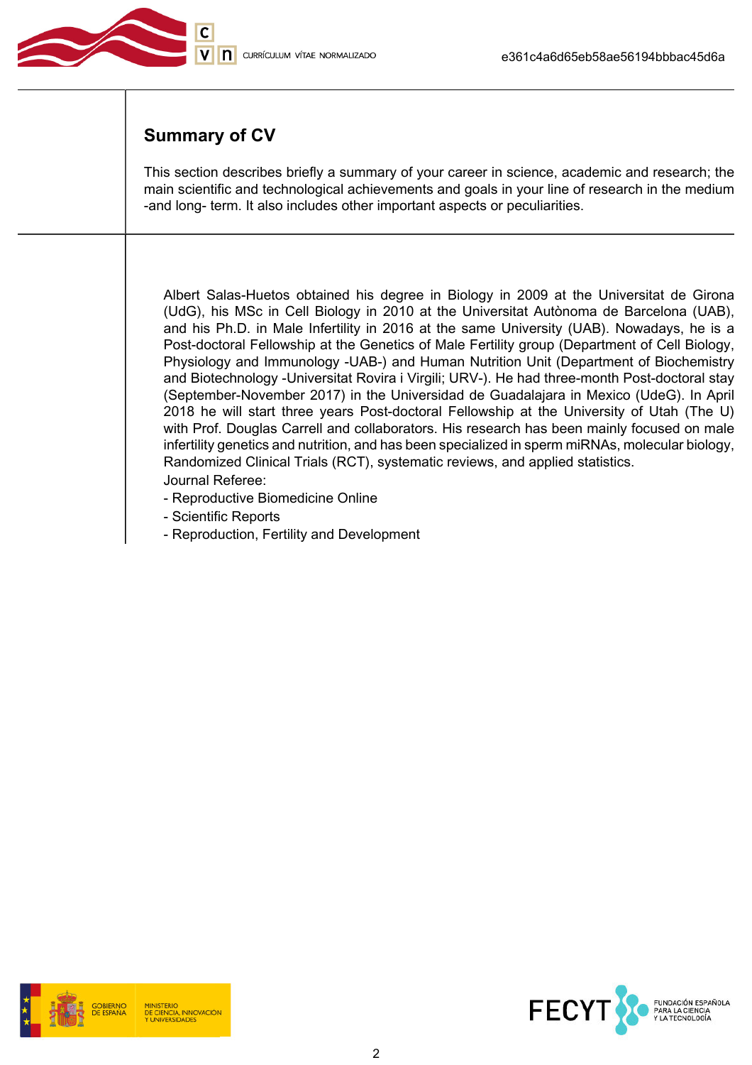## Summary of CV

This section describes briefly a summary of your career in science, academic and research; the main scientific and technological achievements and goals in your line of research in the medium -and long- term. It also includes other important aspects or peculiarities.

Albert Salas-Huetos obtained his degree in Biology in 2009 at the Universitat de Girona (UdG), his MSc in Cell Biology in 2010 at the Universitat Autònoma de Barcelona (UAB), and his Ph.D. in Male Infertility in 2016 at the same University (UAB). Nowadays, he is a Post-doctoral Fellowship at the Genetics of Male Fertility group (Department of Cell Biology, Physiology and Immunology -UAB-) and Human Nutrition Unit (Department of Biochemistry and Biotechnology -Universitat Rovira i Virgili; URV-). He had three-month Post-doctoral stay (September-November 2017) in the Universidad de Guadalajara in Mexico (UdeG). In April 2018 he will start three years Post-doctoral Fellowship at the University of Utah (The U) with Prof. Douglas Carrell and collaborators. His research has been mainly focused on male infertility genetics and nutrition, and has been specialized in sperm miRNAs, molecular biology, Randomized Clinical Trials (RCT), systematic reviews, and applied statistics.

Journal Referee:

- Reproductive Biomedicine Online
- Scientific Reports
- Reproduction, Fertility and Development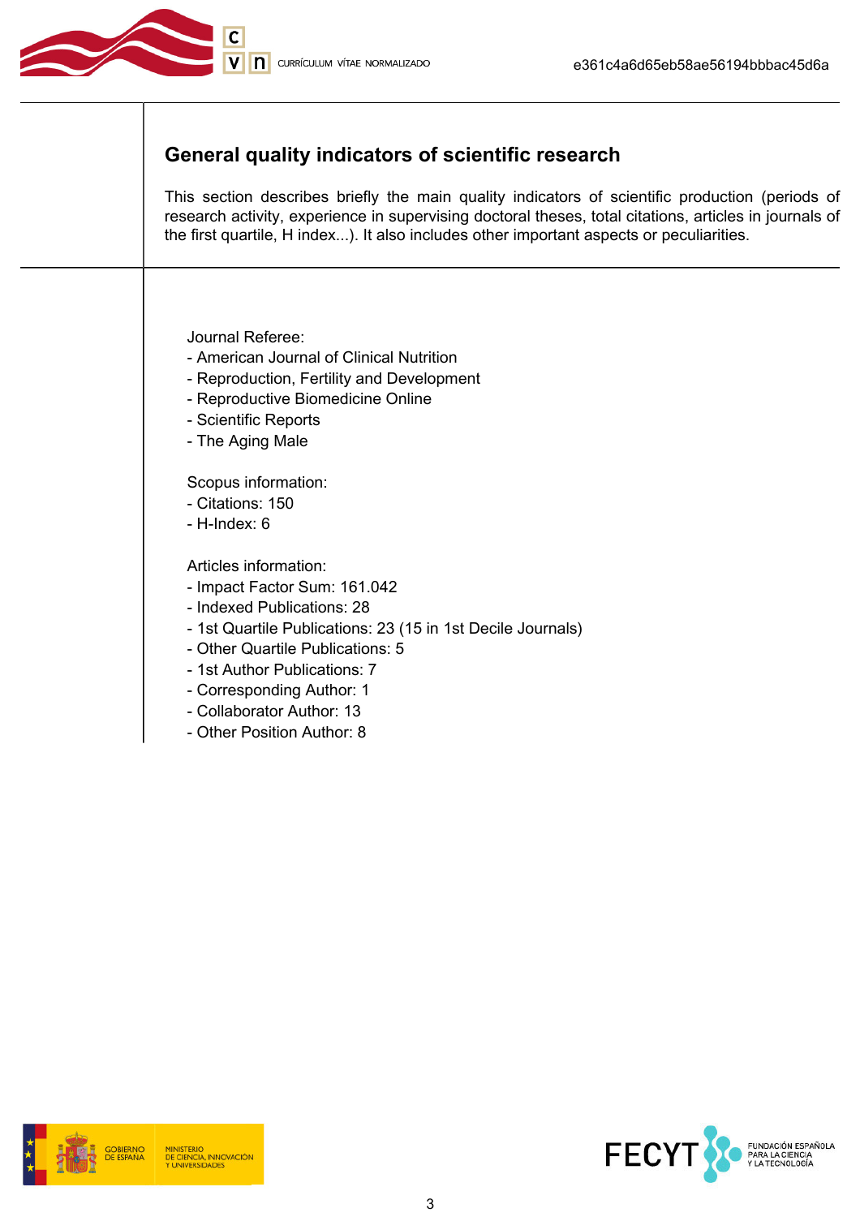## General quality indicators of scientific research

This section describes briefly the main quality indicators of scientific production (periods of research activity, experience in supervising doctoral theses, total citations, articles in journals of the first quartile, H index...). It also includes other important aspects or peculiarities.

Journal Referee:
- American Journal of Clinical Nutrition
- Reproduction, Fertility and Development
- Reproductive Biomedicine Online
- Scientific Reports
- The Aging Male

Scopus information:
- Citations: 150
- H-Index: 6

Articles information:
- Impact Factor Sum: 161.042
- Indexed Publications: 28
- 1st Quartile Publications: 23 (15 in 1st Decile Journals)
- Other Quartile Publications: 5
- 1st Author Publications: 7
- Corresponding Author: 1
- Collaborator Author: 13
- Other Position Author: 8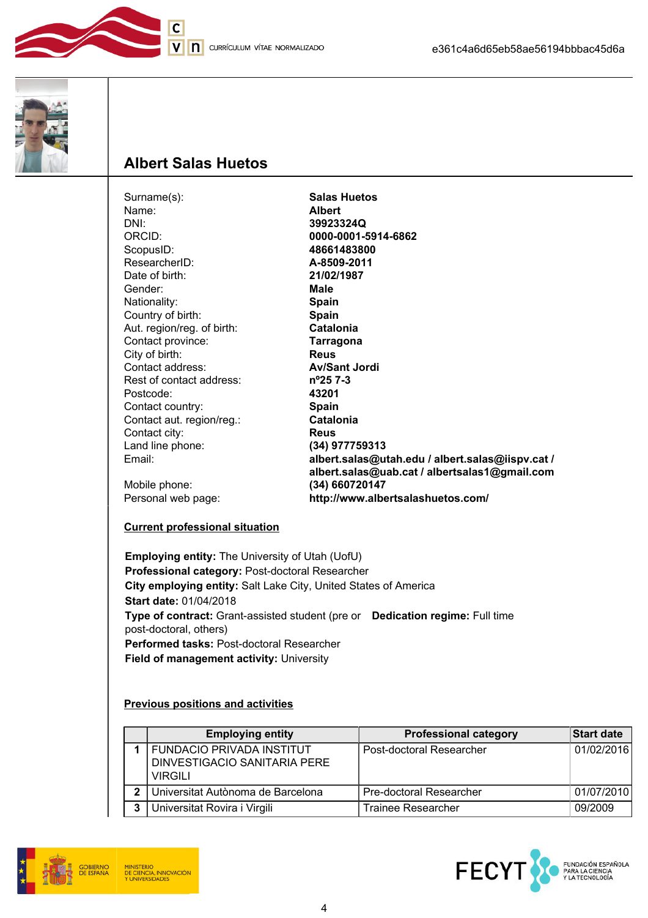# Albert Salas Huetos

| | |
|---|---|
| Surname(s): | **Salas Huetos** |
| Name: | **Albert** |
| DNI: | **39923324Q** |
| ORCID: | **0000-0001-5914-6862** |
| ScopusID: | **48661483800** |
| ResearcherID: | **A-8509-2011** |
| Date of birth: | **21/02/1987** |
| Gender: | **Male** |
| Nationality: | **Spain** |
| Country of birth: | **Spain** |
| Aut. region/reg. of birth: | **Catalonia** |
| Contact province: | **Tarragona** |
| City of birth: | **Reus** |
| Contact address: | **Av/Sant Jordi** |
| Rest of contact address: | **nº25 7-3** |
| Postcode: | **43201** |
| Contact country: | **Spain** |
| Contact aut. region/reg.: | **Catalonia** |
| Contact city: | **Reus** |
| Land line phone: | **(34) 977759313** |
| Email: | **albert.salas@utah.edu / albert.salas@iispv.cat / albert.salas@uab.cat / albertsalas1@gmail.com** |
| Mobile phone: | **(34) 660720147** |
| Personal web page: | **http://www.albertsalashuetos.com/** |

## Current professional situation

**Employing entity:** The University of Utah (UofU)
**Professional category:** Post-doctoral Researcher
**City employing entity:** Salt Lake City, United States of America
**Start date:** 01/04/2018
**Type of contract:** Grant-assisted student (pre or post-doctoral, others)
**Dedication regime:** Full time
**Performed tasks:** Post-doctoral Researcher
**Field of management activity:** University

## Previous positions and activities

| | Employing entity | Professional category | Start date |
|---|---|---|---|
| 1 | FUNDACIO PRIVADA INSTITUT DINVESTIGACIO SANITARIA PERE VIRGILI | Post-doctoral Researcher | 01/02/2016 |
| 2 | Universitat Autònoma de Barcelona | Pre-doctoral Researcher | 01/07/2010 |
| 3 | Universitat Rovira i Virgili | Trainee Researcher | 09/2009 |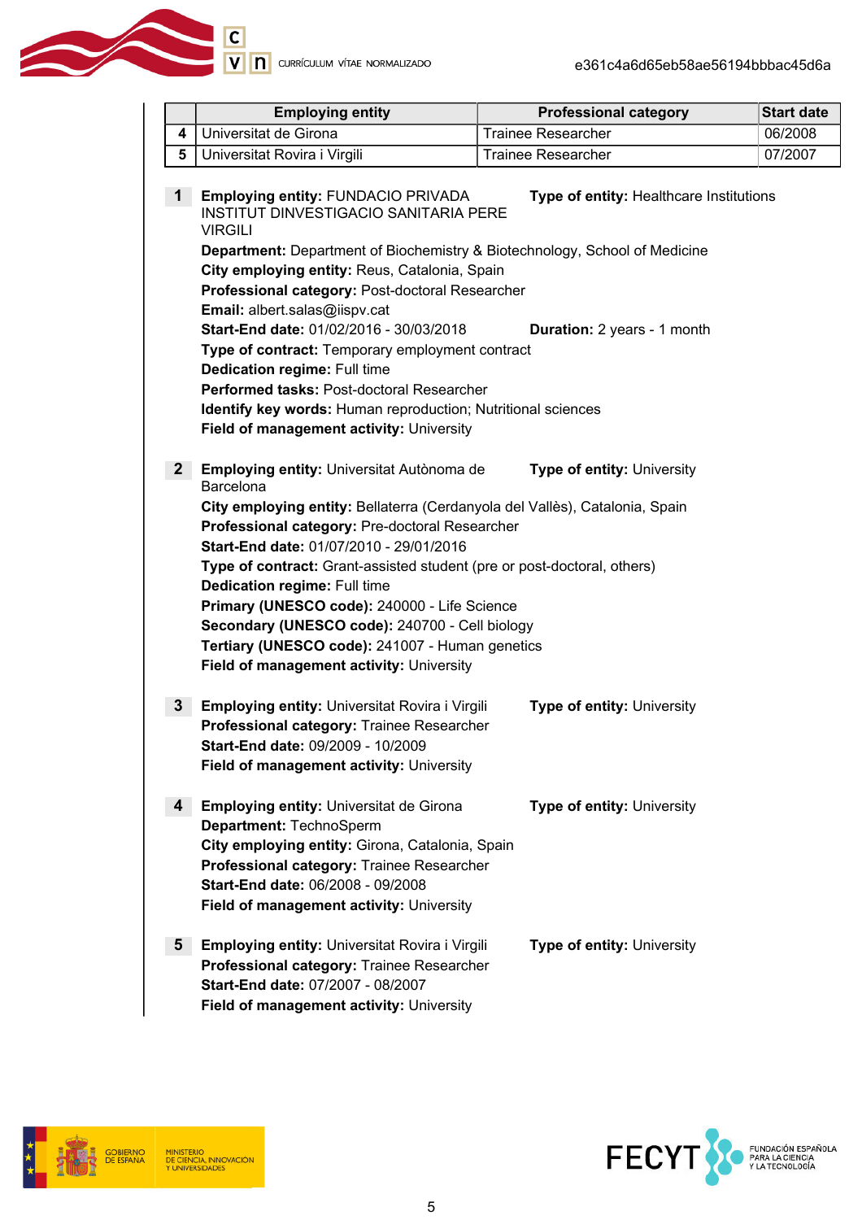|   | Employing entity | Professional category | Start date |
|---|---|---|---|
| 4 | Universitat de Girona | Trainee Researcher | 06/2008 |
| 5 | Universitat Rovira i Virgili | Trainee Researcher | 07/2007 |

**1** **Employing entity:** FUNDACIO PRIVADA INSTITUT DINVESTIGACIO SANITARIA PERE VIRGILI **Type of entity:** Healthcare Institutions
**Department:** Department of Biochemistry & Biotechnology, School of Medicine
**City employing entity:** Reus, Catalonia, Spain
**Professional category:** Post-doctoral Researcher
**Email:** albert.salas@iispv.cat
**Start-End date:** 01/02/2016 - 30/03/2018 **Duration:** 2 years - 1 month
**Type of contract:** Temporary employment contract
**Dedication regime:** Full time
**Performed tasks:** Post-doctoral Researcher
**Identify key words:** Human reproduction; Nutritional sciences
**Field of management activity:** University

**2** **Employing entity:** Universitat Autònoma de Barcelona **Type of entity:** University
**City employing entity:** Bellaterra (Cerdanyola del Vallès), Catalonia, Spain
**Professional category:** Pre-doctoral Researcher
**Start-End date:** 01/07/2010 - 29/01/2016
**Type of contract:** Grant-assisted student (pre or post-doctoral, others)
**Dedication regime:** Full time
**Primary (UNESCO code):** 240000 - Life Science
**Secondary (UNESCO code):** 240700 - Cell biology
**Tertiary (UNESCO code):** 241007 - Human genetics
**Field of management activity:** University

**3** **Employing entity:** Universitat Rovira i Virgili **Type of entity:** University
**Professional category:** Trainee Researcher
**Start-End date:** 09/2009 - 10/2009
**Field of management activity:** University

**4** **Employing entity:** Universitat de Girona **Type of entity:** University
**Department:** TechnoSperm
**City employing entity:** Girona, Catalonia, Spain
**Professional category:** Trainee Researcher
**Start-End date:** 06/2008 - 09/2008
**Field of management activity:** University

**5** **Employing entity:** Universitat Rovira i Virgili **Type of entity:** University
**Professional category:** Trainee Researcher
**Start-End date:** 07/2007 - 08/2007
**Field of management activity:** University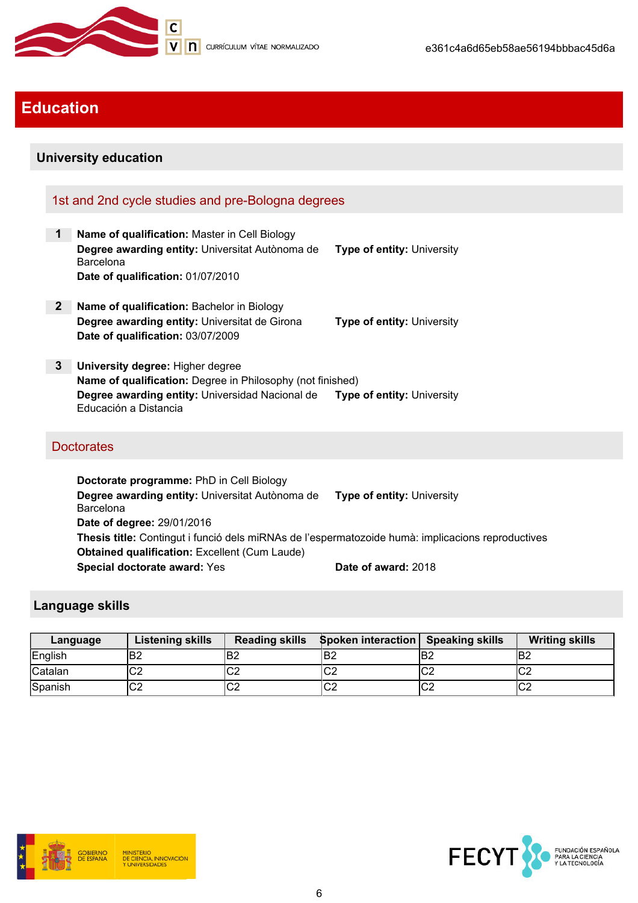# Education

## University education

### 1st and 2nd cycle studies and pre-Bologna degrees

**1** **Name of qualification:** Master in Cell Biology
**Degree awarding entity:** Universitat Autònoma de Barcelona **Type of entity:** University
**Date of qualification:** 01/07/2010

**2** **Name of qualification:** Bachelor in Biology
**Degree awarding entity:** Universitat de Girona **Type of entity:** University
**Date of qualification:** 03/07/2009

**3** **University degree:** Higher degree
**Name of qualification:** Degree in Philosophy (not finished)
**Degree awarding entity:** Universidad Nacional de Educación a Distancia **Type of entity:** University

### Doctorates

**Doctorate programme:** PhD in Cell Biology
**Degree awarding entity:** Universitat Autònoma de Barcelona **Type of entity:** University
**Date of degree:** 29/01/2016
**Thesis title:** Contingut i funció dels miRNAs de l'espermatozoide humà: implicacions reproductives
**Obtained qualification:** Excellent (Cum Laude)
**Special doctorate award:** Yes **Date of award:** 2018

## Language skills

| Language | Listening skills | Reading skills | Spoken interaction | Speaking skills | Writing skills |
|---|---|---|---|---|---|
| English | B2 | B2 | B2 | B2 | B2 |
| Catalan | C2 | C2 | C2 | C2 | C2 |
| Spanish | C2 | C2 | C2 | C2 | C2 |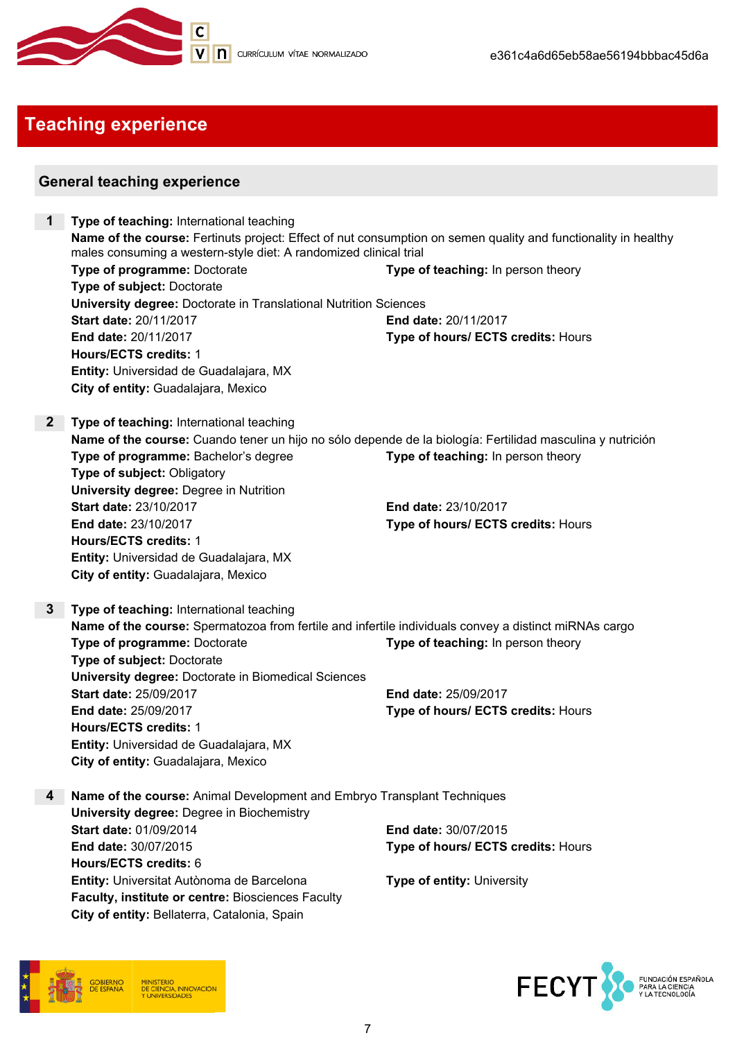## Teaching experience

### General teaching experience

**1** **Type of teaching:** International teaching
**Name of the course:** Fertinuts project: Effect of nut consumption on semen quality and functionality in healthy males consuming a western-style diet: A randomized clinical trial
**Type of programme:** Doctorate
**Type of teaching:** In person theory
**Type of subject:** Doctorate
**University degree:** Doctorate in Translational Nutrition Sciences
**Start date:** 20/11/2017
**End date:** 20/11/2017
**End date:** 20/11/2017
**Type of hours/ ECTS credits:** Hours
**Hours/ECTS credits:** 1
**Entity:** Universidad de Guadalajara, MX
**City of entity:** Guadalajara, Mexico

**2** **Type of teaching:** International teaching
**Name of the course:** Cuando tener un hijo no sólo depende de la biología: Fertilidad masculina y nutrición
**Type of programme:** Bachelor's degree
**Type of teaching:** In person theory
**Type of subject:** Obligatory
**University degree:** Degree in Nutrition
**Start date:** 23/10/2017
**End date:** 23/10/2017
**End date:** 23/10/2017
**Type of hours/ ECTS credits:** Hours
**Hours/ECTS credits:** 1
**Entity:** Universidad de Guadalajara, MX
**City of entity:** Guadalajara, Mexico

**3** **Type of teaching:** International teaching
**Name of the course:** Spermatozoa from fertile and infertile individuals convey a distinct miRNAs cargo
**Type of programme:** Doctorate
**Type of teaching:** In person theory
**Type of subject:** Doctorate
**University degree:** Doctorate in Biomedical Sciences
**Start date:** 25/09/2017
**End date:** 25/09/2017
**End date:** 25/09/2017
**Type of hours/ ECTS credits:** Hours
**Hours/ECTS credits:** 1
**Entity:** Universidad de Guadalajara, MX
**City of entity:** Guadalajara, Mexico

**4** **Name of the course:** Animal Development and Embryo Transplant Techniques
**University degree:** Degree in Biochemistry
**Start date:** 01/09/2014
**End date:** 30/07/2015
**End date:** 30/07/2015
**Type of hours/ ECTS credits:** Hours
**Hours/ECTS credits:** 6
**Entity:** Universitat Autònoma de Barcelona
**Type of entity:** University
**Faculty, institute or centre:** Biosciences Faculty
**City of entity:** Bellaterra, Catalonia, Spain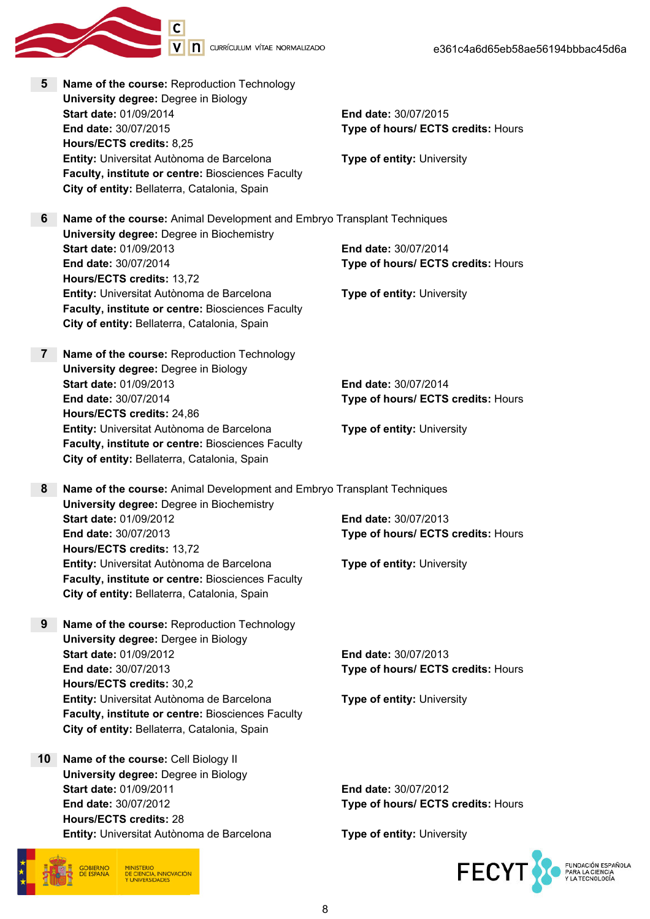**5** **Name of the course:** Reproduction Technology
**University degree:** Degree in Biology
**Start date:** 01/09/2014
**End date:** 30/07/2015
**Hours/ECTS credits:** 8,25
**Entity:** Universitat Autònoma de Barcelona
**Faculty, institute or centre:** Biosciences Faculty
**City of entity:** Bellaterra, Catalonia, Spain
**End date:** 30/07/2015
**Type of hours/ ECTS credits:** Hours
**Type of entity:** University

**6** **Name of the course:** Animal Development and Embryo Transplant Techniques
**University degree:** Degree in Biochemistry
**Start date:** 01/09/2013
**End date:** 30/07/2014
**Hours/ECTS credits:** 13,72
**Entity:** Universitat Autònoma de Barcelona
**Faculty, institute or centre:** Biosciences Faculty
**City of entity:** Bellaterra, Catalonia, Spain
**End date:** 30/07/2014
**Type of hours/ ECTS credits:** Hours
**Type of entity:** University

**7** **Name of the course:** Reproduction Technology
**University degree:** Degree in Biology
**Start date:** 01/09/2013
**End date:** 30/07/2014
**Hours/ECTS credits:** 24,86
**Entity:** Universitat Autònoma de Barcelona
**Faculty, institute or centre:** Biosciences Faculty
**City of entity:** Bellaterra, Catalonia, Spain
**End date:** 30/07/2014
**Type of hours/ ECTS credits:** Hours
**Type of entity:** University

**8** **Name of the course:** Animal Development and Embryo Transplant Techniques
**University degree:** Degree in Biochemistry
**Start date:** 01/09/2012
**End date:** 30/07/2013
**Hours/ECTS credits:** 13,72
**Entity:** Universitat Autònoma de Barcelona
**Faculty, institute or centre:** Biosciences Faculty
**City of entity:** Bellaterra, Catalonia, Spain
**End date:** 30/07/2013
**Type of hours/ ECTS credits:** Hours
**Type of entity:** University

**9** **Name of the course:** Reproduction Technology
**University degree:** Dergee in Biology
**Start date:** 01/09/2012
**End date:** 30/07/2013
**Hours/ECTS credits:** 30,2
**Entity:** Universitat Autònoma de Barcelona
**Faculty, institute or centre:** Biosciences Faculty
**City of entity:** Bellaterra, Catalonia, Spain
**End date:** 30/07/2013
**Type of hours/ ECTS credits:** Hours
**Type of entity:** University

**10** **Name of the course:** Cell Biology II
**University degree:** Degree in Biology
**Start date:** 01/09/2011
**End date:** 30/07/2012
**Hours/ECTS credits:** 28
**Entity:** Universitat Autònoma de Barcelona
**End date:** 30/07/2012
**Type of hours/ ECTS credits:** Hours
**Type of entity:** University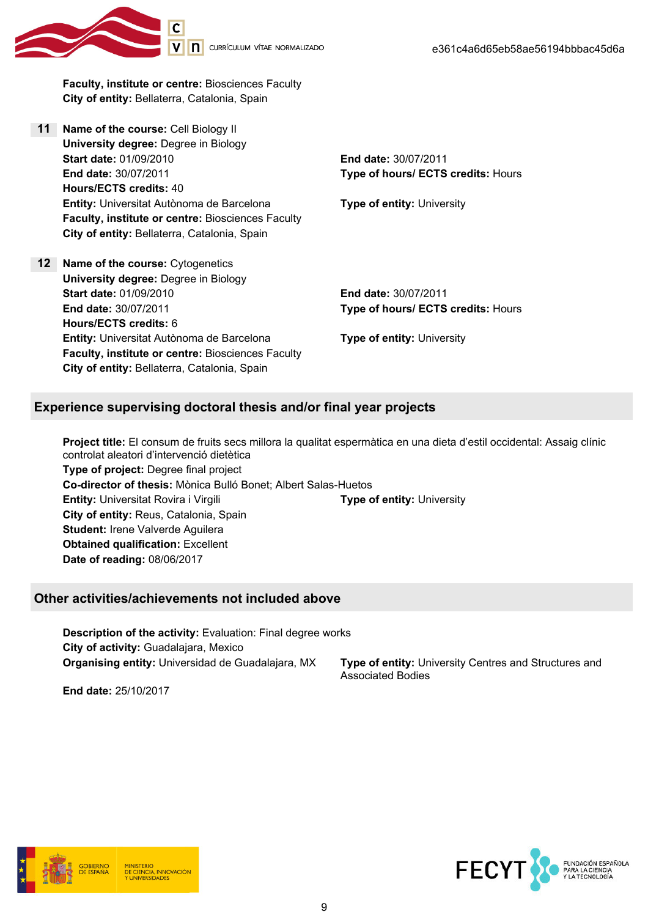**Faculty, institute or centre:** Biosciences Faculty
**City of entity:** Bellaterra, Catalonia, Spain

**11** **Name of the course:** Cell Biology II
**University degree:** Degree in Biology
**Start date:** 01/09/2010
**End date:** 30/07/2011
**End date:** 30/07/2011
**Type of hours/ ECTS credits:** Hours
**Hours/ECTS credits:** 40
**Entity:** Universitat Autònoma de Barcelona
**Type of entity:** University
**Faculty, institute or centre:** Biosciences Faculty
**City of entity:** Bellaterra, Catalonia, Spain

**12** **Name of the course:** Cytogenetics
**University degree:** Degree in Biology
**Start date:** 01/09/2010
**End date:** 30/07/2011
**End date:** 30/07/2011
**Type of hours/ ECTS credits:** Hours
**Hours/ECTS credits:** 6
**Entity:** Universitat Autònoma de Barcelona
**Type of entity:** University
**Faculty, institute or centre:** Biosciences Faculty
**City of entity:** Bellaterra, Catalonia, Spain

## Experience supervising doctoral thesis and/or final year projects

**Project title:** El consum de fruits secs millora la qualitat espermàtica en una dieta d'estil occidental: Assaig clínic controlat aleatori d'intervenció dietètica
**Type of project:** Degree final project
**Co-director of thesis:** Mònica Bulló Bonet; Albert Salas-Huetos
**Entity:** Universitat Rovira i Virgili
**Type of entity:** University
**City of entity:** Reus, Catalonia, Spain
**Student:** Irene Valverde Aguilera
**Obtained qualification:** Excellent
**Date of reading:** 08/06/2017

## Other activities/achievements not included above

**Description of the activity:** Evaluation: Final degree works
**City of activity:** Guadalajara, Mexico
**Organising entity:** Universidad de Guadalajara, MX
**Type of entity:** University Centres and Structures and Associated Bodies
**End date:** 25/10/2017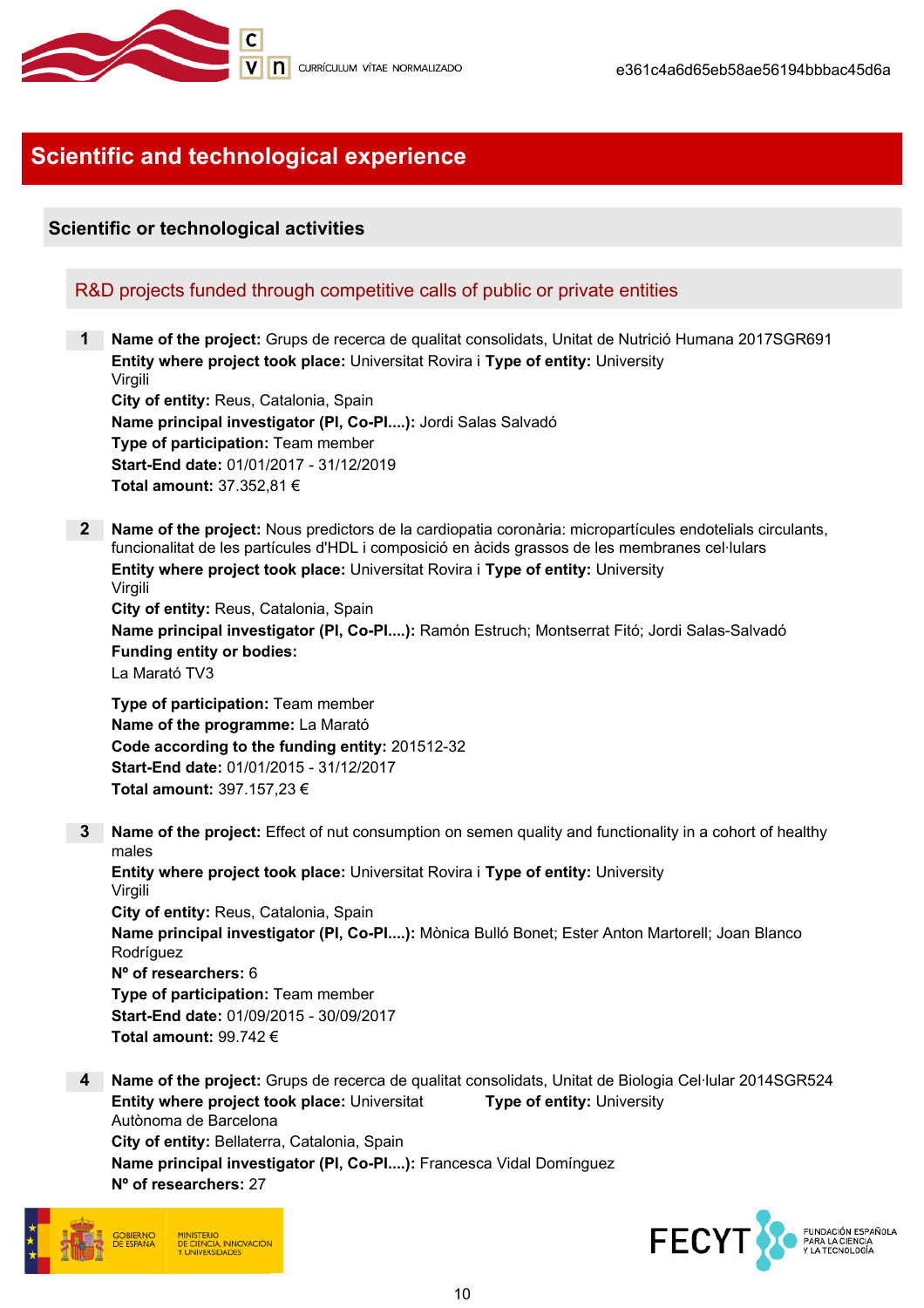# Scientific and technological experience

## Scientific or technological activities

### R&D projects funded through competitive calls of public or private entities

**1** **Name of the project:** Grups de recerca de qualitat consolidats, Unitat de Nutrició Humana 2017SGR691
**Entity where project took place:** Universitat Rovira i Virgili **Type of entity:** University
**City of entity:** Reus, Catalonia, Spain
**Name principal investigator (PI, Co-PI....):** Jordi Salas Salvadó
**Type of participation:** Team member
**Start-End date:** 01/01/2017 - 31/12/2019
**Total amount:** 37.352,81 €

**2** **Name of the project:** Nous predictors de la cardiopatia coronària: micropartícules endotelials circulants, funcionalitat de les partícules d'HDL i composició en àcids grassos de les membranes cel·lulars
**Entity where project took place:** Universitat Rovira i Virgili **Type of entity:** University
**City of entity:** Reus, Catalonia, Spain
**Name principal investigator (PI, Co-PI....):** Ramón Estruch; Montserrat Fitó; Jordi Salas-Salvadó
**Funding entity or bodies:**
La Marató TV3

**Type of participation:** Team member
**Name of the programme:** La Marató
**Code according to the funding entity:** 201512-32
**Start-End date:** 01/01/2015 - 31/12/2017
**Total amount:** 397.157,23 €

**3** **Name of the project:** Effect of nut consumption on semen quality and functionality in a cohort of healthy males
**Entity where project took place:** Universitat Rovira i Virgili **Type of entity:** University
**City of entity:** Reus, Catalonia, Spain
**Name principal investigator (PI, Co-PI....):** Mònica Bulló Bonet; Ester Anton Martorell; Joan Blanco Rodríguez
**Nº of researchers:** 6
**Type of participation:** Team member
**Start-End date:** 01/09/2015 - 30/09/2017
**Total amount:** 99.742 €

**4** **Name of the project:** Grups de recerca de qualitat consolidats, Unitat de Biologia Cel·lular 2014SGR524
**Entity where project took place:** Universitat Autònoma de Barcelona **Type of entity:** University
**City of entity:** Bellaterra, Catalonia, Spain
**Name principal investigator (PI, Co-PI....):** Francesca Vidal Domínguez
**Nº of researchers:** 27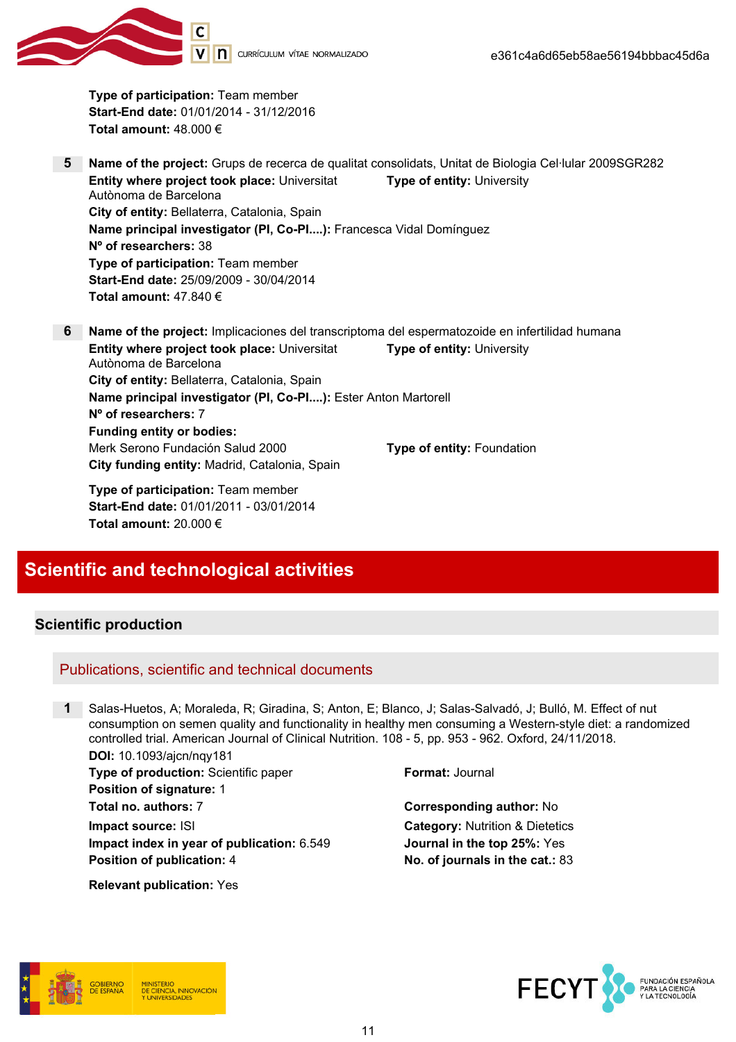**Type of participation:** Team member
**Start-End date:** 01/01/2014 - 31/12/2016
**Total amount:** 48.000 €

5 **Name of the project:** Grups de recerca de qualitat consolidats, Unitat de Biologia Cel·lular 2009SGR282
**Entity where project took place:** Universitat Autònoma de Barcelona
**Type of entity:** University
**City of entity:** Bellaterra, Catalonia, Spain
**Name principal investigator (PI, Co-PI....):** Francesca Vidal Domínguez
**Nº of researchers:** 38
**Type of participation:** Team member
**Start-End date:** 25/09/2009 - 30/04/2014
**Total amount:** 47.840 €

6 **Name of the project:** Implicaciones del transcriptoma del espermatozoide en infertilidad humana
**Entity where project took place:** Universitat Autònoma de Barcelona
**Type of entity:** University
**City of entity:** Bellaterra, Catalonia, Spain
**Name principal investigator (PI, Co-PI....):** Ester Anton Martorell
**Nº of researchers:** 7
**Funding entity or bodies:**
Merk Serono Fundación Salud 2000
**Type of entity:** Foundation
**City funding entity:** Madrid, Catalonia, Spain

**Type of participation:** Team member
**Start-End date:** 01/01/2011 - 03/01/2014
**Total amount:** 20.000 €

# Scientific and technological activities

## Scientific production

### Publications, scientific and technical documents

1 Salas-Huetos, A; Moraleda, R; Giradina, S; Anton, E; Blanco, J; Salas-Salvadó, J; Bulló, M. Effect of nut consumption on semen quality and functionality in healthy men consuming a Western-style diet: a randomized controlled trial. American Journal of Clinical Nutrition. 108 - 5, pp. 953 - 962. Oxford, 24/11/2018.
**DOI:** 10.1093/ajcn/nqy181
**Type of production:** Scientific paper
**Format:** Journal
**Position of signature:** 1
**Total no. authors:** 7
**Corresponding author:** No
**Impact source:** ISI
**Category:** Nutrition & Dietetics
**Impact index in year of publication:** 6.549
**Journal in the top 25%:** Yes
**Position of publication:** 4
**No. of journals in the cat.:** 83

**Relevant publication:** Yes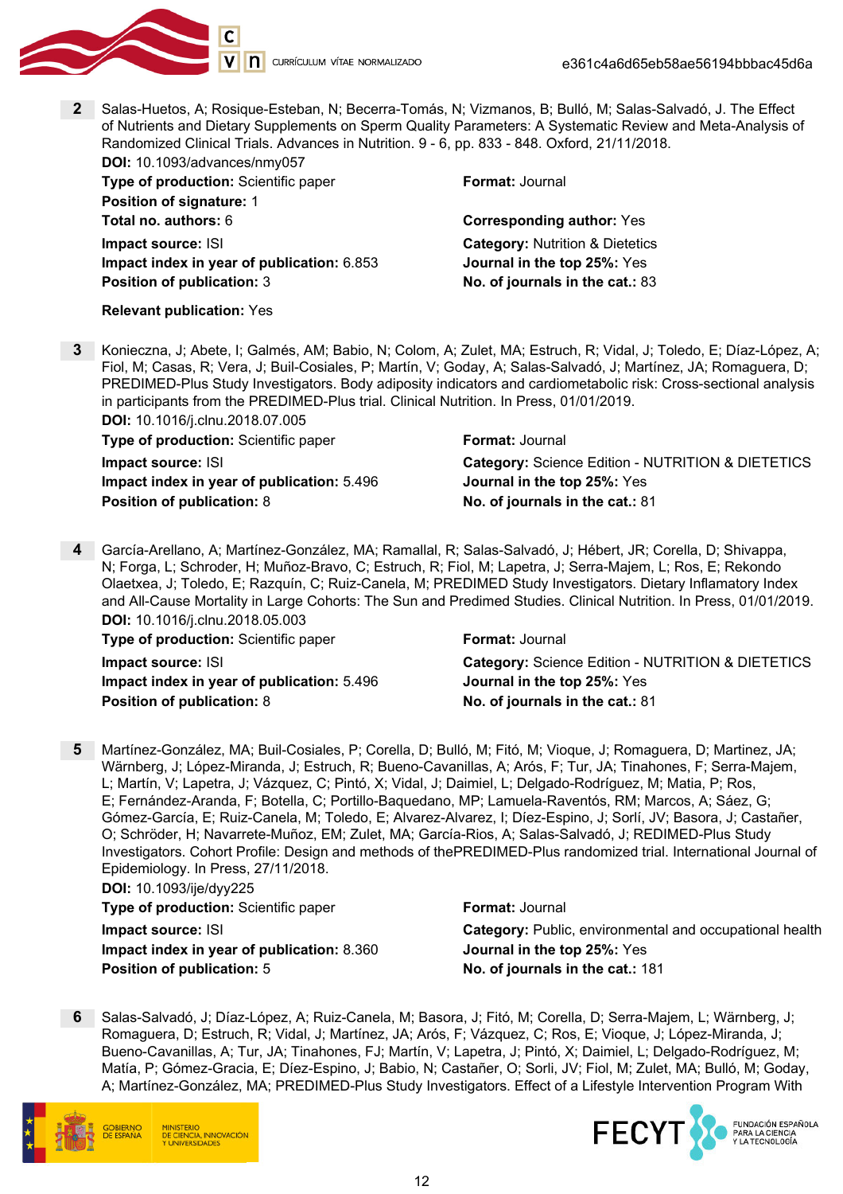**2** Salas-Huetos, A; Rosique-Esteban, N; Becerra-Tomás, N; Vizmanos, B; Bulló, M; Salas-Salvadó, J. The Effect of Nutrients and Dietary Supplements on Sperm Quality Parameters: A Systematic Review and Meta-Analysis of Randomized Clinical Trials. Advances in Nutrition. 9 - 6, pp. 833 - 848. Oxford, 21/11/2018.

**DOI:** 10.1093/advances/nmy057

**Type of production:** Scientific paper
**Format:** Journal
**Position of signature:** 1
**Total no. authors:** 6
**Corresponding author:** Yes
**Impact source:** ISI
**Category:** Nutrition & Dietetics
**Impact index in year of publication:** 6.853
**Journal in the top 25%:** Yes
**Position of publication:** 3
**No. of journals in the cat.:** 83

**Relevant publication:** Yes

**3** Konieczna, J; Abete, I; Galmés, AM; Babio, N; Colom, A; Zulet, MA; Estruch, R; Vidal, J; Toledo, E; Díaz-López, A; Fiol, M; Casas, R; Vera, J; Buil-Cosiales, P; Martín, V; Goday, A; Salas-Salvadó, J; Martínez, JA; Romaguera, D; PREDIMED-Plus Study Investigators. Body adiposity indicators and cardiometabolic risk: Cross-sectional analysis in participants from the PREDIMED-Plus trial. Clinical Nutrition. In Press, 01/01/2019.

**DOI:** 10.1016/j.clnu.2018.07.005

**Type of production:** Scientific paper
**Format:** Journal
**Impact source:** ISI
**Category:** Science Edition - NUTRITION & DIETETICS
**Impact index in year of publication:** 5.496
**Journal in the top 25%:** Yes
**Position of publication:** 8
**No. of journals in the cat.:** 81

**4** García-Arellano, A; Martínez-González, MA; Ramallal, R; Salas-Salvadó, J; Hébert, JR; Corella, D; Shivappa, N; Forga, L; Schroder, H; Muñoz-Bravo, C; Estruch, R; Fiol, M; Lapetra, J; Serra-Majem, L; Ros, E; Rekondo Olaetxea, J; Toledo, E; Razquín, C; Ruiz-Canela, M; PREDIMED Study Investigators. Dietary Inflamatory Index and All-Cause Mortality in Large Cohorts: The Sun and Predimed Studies. Clinical Nutrition. In Press, 01/01/2019.

**DOI:** 10.1016/j.clnu.2018.05.003

**Type of production:** Scientific paper
**Format:** Journal
**Impact source:** ISI
**Category:** Science Edition - NUTRITION & DIETETICS
**Impact index in year of publication:** 5.496
**Journal in the top 25%:** Yes
**Position of publication:** 8
**No. of journals in the cat.:** 81

**5** Martínez-González, MA; Buil-Cosiales, P; Corella, D; Bulló, M; Fitó, M; Vioque, J; Romaguera, D; Martinez, JA; Wärnberg, J; López-Miranda, J; Estruch, R; Bueno-Cavanillas, A; Arós, F; Tur, JA; Tinahones, F; Serra-Majem, L; Martín, V; Lapetra, J; Vázquez, C; Pintó, X; Vidal, J; Daimiel, L; Delgado-Rodríguez, M; Matia, P; Ros, E; Fernández-Aranda, F; Botella, C; Portillo-Baquedano, MP; Lamuela-Raventós, RM; Marcos, A; Sáez, G; Gómez-García, E; Ruiz-Canela, M; Toledo, E; Alvarez-Alvarez, I; Díez-Espino, J; Sorlí, JV; Basora, J; Castañer, O; Schröder, H; Navarrete-Muñoz, EM; Zulet, MA; García-Rios, A; Salas-Salvadó, J; REDIMED-Plus Study Investigators. Cohort Profile: Design and methods of thePREDIMED-Plus randomized trial. International Journal of Epidemiology. In Press, 27/11/2018.

**DOI:** 10.1093/ije/dyy225

**Type of production:** Scientific paper
**Format:** Journal
**Impact source:** ISI
**Category:** Public, environmental and occupational health
**Impact index in year of publication:** 8.360
**Journal in the top 25%:** Yes
**Position of publication:** 5
**No. of journals in the cat.:** 181

**6** Salas-Salvadó, J; Díaz-López, A; Ruiz-Canela, M; Basora, J; Fitó, M; Corella, D; Serra-Majem, L; Wärnberg, J; Romaguera, D; Estruch, R; Vidal, J; Martínez, JA; Arós, F; Vázquez, C; Ros, E; Vioque, J; López-Miranda, J; Bueno-Cavanillas, A; Tur, JA; Tinahones, FJ; Martín, V; Lapetra, J; Pintó, X; Daimiel, L; Delgado-Rodríguez, M; Matía, P; Gómez-Gracia, E; Díez-Espino, J; Babio, N; Castañer, O; Sorli, JV; Fiol, M; Zulet, MA; Bulló, M; Goday, A; Martínez-González, MA; PREDIMED-Plus Study Investigators. Effect of a Lifestyle Intervention Program With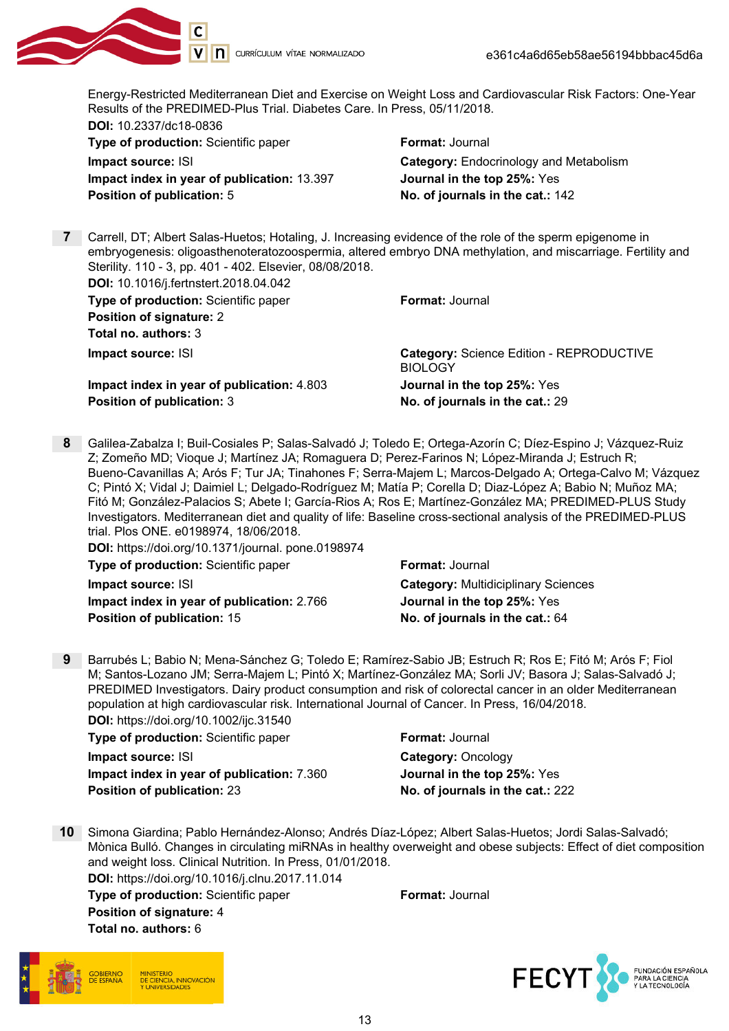Energy-Restricted Mediterranean Diet and Exercise on Weight Loss and Cardiovascular Risk Factors: One-Year Results of the PREDIMED-Plus Trial. Diabetes Care. In Press, 05/11/2018.

**DOI:** 10.2337/dc18-0836

**Type of production:** Scientific paper
**Format:** Journal
**Impact source:** ISI
**Category:** Endocrinology and Metabolism
**Impact index in year of publication:** 13.397
**Journal in the top 25%:** Yes
**Position of publication:** 5
**No. of journals in the cat.:** 142

**7** Carrell, DT; Albert Salas-Huetos; Hotaling, J. Increasing evidence of the role of the sperm epigenome in embryogenesis: oligoasthenoteratozoospermia, altered embryo DNA methylation, and miscarriage. Fertility and Sterility. 110 - 3, pp. 401 - 402. Elsevier, 08/08/2018.

**DOI:** 10.1016/j.fertnstert.2018.04.042

**Type of production:** Scientific paper
**Format:** Journal
**Position of signature:** 2
**Total no. authors:** 3
**Impact source:** ISI
**Category:** Science Edition - REPRODUCTIVE BIOLOGY
**Impact index in year of publication:** 4.803
**Journal in the top 25%:** Yes
**Position of publication:** 3
**No. of journals in the cat.:** 29

**8** Galilea-Zabalza I; Buil-Cosiales P; Salas-Salvadó J; Toledo E; Ortega-Azorín C; Díez-Espino J; Vázquez-Ruiz Z; Zomeño MD; Vioque J; Martínez JA; Romaguera D; Perez-Farinos N; López-Miranda J; Estruch R; Bueno-Cavanillas A; Arós F; Tur JA; Tinahones F; Serra-Majem L; Marcos-Delgado A; Ortega-Calvo M; Vázquez C; Pintó X; Vidal J; Daimiel L; Delgado-Rodríguez M; Matía P; Corella D; Diaz-López A; Babio N; Muñoz MA; Fitó M; González-Palacios S; Abete I; García-Rios A; Ros E; Martínez-González MA; PREDIMED-PLUS Study Investigators. Mediterranean diet and quality of life: Baseline cross-sectional analysis of the PREDIMED-PLUS trial. Plos ONE. e0198974, 18/06/2018.

**DOI:** https://doi.org/10.1371/journal. pone.0198974

**Type of production:** Scientific paper
**Format:** Journal
**Impact source:** ISI
**Category:** Multidiciplinary Sciences
**Impact index in year of publication:** 2.766
**Journal in the top 25%:** Yes
**Position of publication:** 15
**No. of journals in the cat.:** 64

**9** Barrubés L; Babio N; Mena-Sánchez G; Toledo E; Ramírez-Sabio JB; Estruch R; Ros E; Fitó M; Arós F; Fiol M; Santos-Lozano JM; Serra-Majem L; Pintó X; Martínez-González MA; Sorli JV; Basora J; Salas-Salvadó J; PREDIMED Investigators. Dairy product consumption and risk of colorectal cancer in an older Mediterranean population at high cardiovascular risk. International Journal of Cancer. In Press, 16/04/2018.

**DOI:** https://doi.org/10.1002/ijc.31540

**Type of production:** Scientific paper
**Format:** Journal
**Impact source:** ISI
**Category:** Oncology
**Impact index in year of publication:** 7.360
**Journal in the top 25%:** Yes
**Position of publication:** 23
**No. of journals in the cat.:** 222

**10** Simona Giardina; Pablo Hernández-Alonso; Andrés Díaz-López; Albert Salas-Huetos; Jordi Salas-Salvadó; Mònica Bulló. Changes in circulating miRNAs in healthy overweight and obese subjects: Effect of diet composition and weight loss. Clinical Nutrition. In Press, 01/01/2018.

**DOI:** https://doi.org/10.1016/j.clnu.2017.11.014

**Type of production:** Scientific paper
**Format:** Journal
**Position of signature:** 4
**Total no. authors:** 6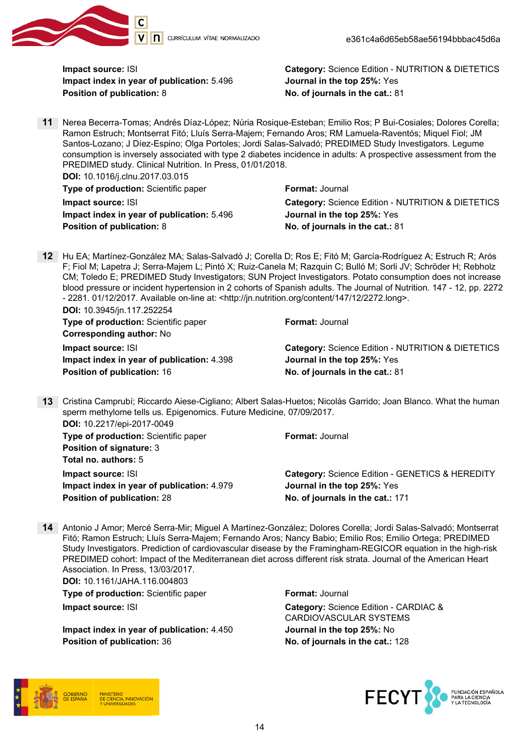**Impact source:** ISI
**Impact index in year of publication:** 5.496
**Position of publication:** 8

**Category:** Science Edition - NUTRITION & DIETETICS
**Journal in the top 25%:** Yes
**No. of journals in the cat.:** 81

**11** Nerea Becerra-Tomas; Andrés Díaz-López; Núria Rosique-Esteban; Emilio Ros; P Bui-Cosiales; Dolores Corella; Ramon Estruch; Montserrat Fitó; Lluís Serra-Majem; Fernando Aros; RM Lamuela-Raventós; Miquel Fiol; JM Santos-Lozano; J Díez-Espino; Olga Portoles; Jordi Salas-Salvadó; PREDIMED Study Investigators. Legume consumption is inversely associated with type 2 diabetes incidence in adults: A prospective assessment from the PREDIMED study. Clinical Nutrition. In Press, 01/01/2018.

**DOI:** 10.1016/j.clnu.2017.03.015
**Type of production:** Scientific paper
**Format:** Journal
**Impact source:** ISI
**Impact index in year of publication:** 5.496
**Position of publication:** 8
**Category:** Science Edition - NUTRITION & DIETETICS
**Journal in the top 25%:** Yes
**No. of journals in the cat.:** 81

**12** Hu EA; Martínez-González MA; Salas-Salvadó J; Corella D; Ros E; Fitó M; García-Rodríguez A; Estruch R; Arós F; Fiol M; Lapetra J; Serra-Majem L; Pintó X; Ruiz-Canela M; Razquin C; Bulló M; Sorli JV; Schröder H; Rebholz CM; Toledo E; PREDIMED Study Investigators; SUN Project Investigators. Potato consumption does not increase blood pressure or incident hypertension in 2 cohorts of Spanish adults. The Journal of Nutrition. 147 - 12, pp. 2272 - 2281. 01/12/2017. Available on-line at: <http://jn.nutrition.org/content/147/12/2272.long>.

**DOI:** 10.3945/jn.117.252254
**Type of production:** Scientific paper
**Format:** Journal
**Corresponding author:** No
**Impact source:** ISI
**Impact index in year of publication:** 4.398
**Position of publication:** 16
**Category:** Science Edition - NUTRITION & DIETETICS
**Journal in the top 25%:** Yes
**No. of journals in the cat.:** 81

**13** Cristina Camprubí; Riccardo Aiese-Cigliano; Albert Salas-Huetos; Nicolás Garrido; Joan Blanco. What the human sperm methylome tells us. Epigenomics. Future Medicine, 07/09/2017.

**DOI:** 10.2217/epi-2017-0049
**Type of production:** Scientific paper
**Format:** Journal
**Position of signature:** 3
**Total no. authors:** 5
**Impact source:** ISI
**Impact index in year of publication:** 4.979
**Position of publication:** 28
**Category:** Science Edition - GENETICS & HEREDITY
**Journal in the top 25%:** Yes
**No. of journals in the cat.:** 171

**14** Antonio J Amor; Mercé Serra-Mir; Miguel A Martínez-González; Dolores Corella; Jordi Salas-Salvadó; Montserrat Fitó; Ramon Estruch; Lluís Serra-Majem; Fernando Aros; Nancy Babio; Emilio Ros; Emilio Ortega; PREDIMED Study Investigators. Prediction of cardiovascular disease by the Framingham-REGICOR equation in the high-risk PREDIMED cohort: Impact of the Mediterranean diet across different risk strata. Journal of the American Heart Association. In Press, 13/03/2017.

**DOI:** 10.1161/JAHA.116.004803
**Type of production:** Scientific paper
**Format:** Journal
**Impact source:** ISI
**Category:** Science Edition - CARDIAC & CARDIOVASCULAR SYSTEMS
**Impact index in year of publication:** 4.450
**Position of publication:** 36
**Journal in the top 25%:** No
**No. of journals in the cat.:** 128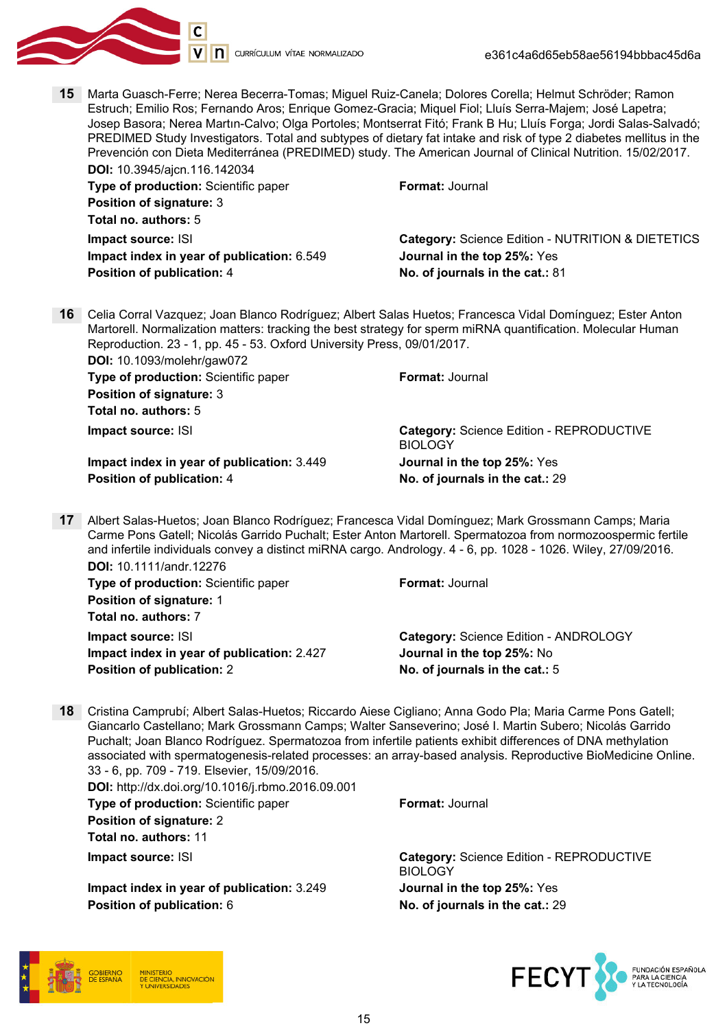**15** Marta Guasch-Ferre; Nerea Becerra-Tomas; Miguel Ruiz-Canela; Dolores Corella; Helmut Schröder; Ramon Estruch; Emilio Ros; Fernando Aros; Enrique Gomez-Gracia; Miquel Fiol; Lluís Serra-Majem; José Lapetra; Josep Basora; Nerea Martın-Calvo; Olga Portoles; Montserrat Fitó; Frank B Hu; Lluís Forga; Jordi Salas-Salvadó; PREDIMED Study Investigators. Total and subtypes of dietary fat intake and risk of type 2 diabetes mellitus in the Prevención con Dieta Mediterránea (PREDIMED) study. The American Journal of Clinical Nutrition. 15/02/2017.

**DOI:** 10.3945/ajcn.116.142034

**Type of production:** Scientific paper
**Format:** Journal
**Position of signature:** 3
**Total no. authors:** 5
**Impact source:** ISI
**Category:** Science Edition - NUTRITION & DIETETICS
**Impact index in year of publication:** 6.549
**Journal in the top 25%:** Yes
**Position of publication:** 4
**No. of journals in the cat.:** 81

**16** Celia Corral Vazquez; Joan Blanco Rodríguez; Albert Salas Huetos; Francesca Vidal Domínguez; Ester Anton Martorell. Normalization matters: tracking the best strategy for sperm miRNA quantification. Molecular Human Reproduction. 23 - 1, pp. 45 - 53. Oxford University Press, 09/01/2017.

**DOI:** 10.1093/molehr/gaw072

**Type of production:** Scientific paper
**Format:** Journal
**Position of signature:** 3
**Total no. authors:** 5
**Impact source:** ISI
**Category:** Science Edition - REPRODUCTIVE BIOLOGY
**Impact index in year of publication:** 3.449
**Journal in the top 25%:** Yes
**Position of publication:** 4
**No. of journals in the cat.:** 29

**17** Albert Salas-Huetos; Joan Blanco Rodríguez; Francesca Vidal Domínguez; Mark Grossmann Camps; Maria Carme Pons Gatell; Nicolás Garrido Puchalt; Ester Anton Martorell. Spermatozoa from normozoospermic fertile and infertile individuals convey a distinct miRNA cargo. Andrology. 4 - 6, pp. 1028 - 1026. Wiley, 27/09/2016.

**DOI:** 10.1111/andr.12276

**Type of production:** Scientific paper
**Format:** Journal
**Position of signature:** 1
**Total no. authors:** 7
**Impact source:** ISI
**Category:** Science Edition - ANDROLOGY
**Impact index in year of publication:** 2.427
**Journal in the top 25%:** No
**Position of publication:** 2
**No. of journals in the cat.:** 5

**18** Cristina Camprubí; Albert Salas-Huetos; Riccardo Aiese Cigliano; Anna Godo Pla; Maria Carme Pons Gatell; Giancarlo Castellano; Mark Grossmann Camps; Walter Sanseverino; José I. Martin Subero; Nicolás Garrido Puchalt; Joan Blanco Rodríguez. Spermatozoa from infertile patients exhibit differences of DNA methylation associated with spermatogenesis-related processes: an array-based analysis. Reproductive BioMedicine Online. 33 - 6, pp. 709 - 719. Elsevier, 15/09/2016.

**DOI:** http://dx.doi.org/10.1016/j.rbmo.2016.09.001

**Type of production:** Scientific paper
**Format:** Journal
**Position of signature:** 2
**Total no. authors:** 11
**Impact source:** ISI
**Category:** Science Edition - REPRODUCTIVE BIOLOGY
**Impact index in year of publication:** 3.249
**Journal in the top 25%:** Yes
**Position of publication:** 6
**No. of journals in the cat.:** 29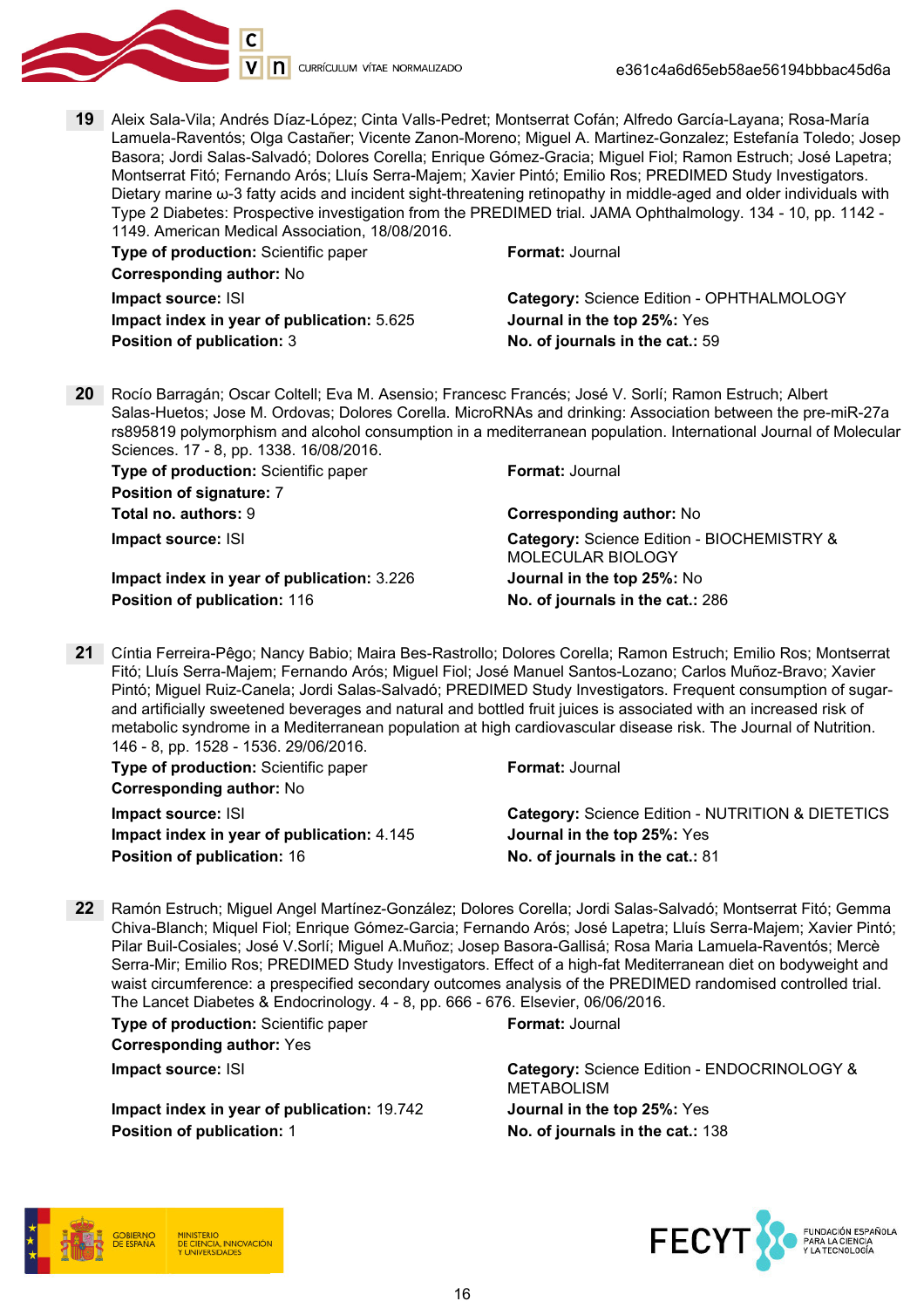**19** Aleix Sala-Vila; Andrés Díaz-López; Cinta Valls-Pedret; Montserrat Cofán; Alfredo García-Layana; Rosa-María Lamuela-Raventós; Olga Castañer; Vicente Zanon-Moreno; Miguel A. Martinez-Gonzalez; Estefanía Toledo; Josep Basora; Jordi Salas-Salvadó; Dolores Corella; Enrique Gómez-Gracia; Miguel Fiol; Ramon Estruch; José Lapetra; Montserrat Fitó; Fernando Arós; Lluís Serra-Majem; Xavier Pintó; Emilio Ros; PREDIMED Study Investigators. Dietary marine ω-3 fatty acids and incident sight-threatening retinopathy in middle-aged and older individuals with Type 2 Diabetes: Prospective investigation from the PREDIMED trial. JAMA Ophthalmology. 134 - 10, pp. 1142 - 1149. American Medical Association, 18/08/2016.

**Type of production:** Scientific paper
**Format:** Journal
**Corresponding author:** No
**Impact source:** ISI
**Category:** Science Edition - OPHTHALMOLOGY
**Impact index in year of publication:** 5.625
**Journal in the top 25%:** Yes
**Position of publication:** 3
**No. of journals in the cat.:** 59

**20** Rocío Barragán; Oscar Coltell; Eva M. Asensio; Francesc Francés; José V. Sorlí; Ramon Estruch; Albert Salas-Huetos; Jose M. Ordovas; Dolores Corella. MicroRNAs and drinking: Association between the pre-miR-27a rs895819 polymorphism and alcohol consumption in a mediterranean population. International Journal of Molecular Sciences. 17 - 8, pp. 1338. 16/08/2016.

**Type of production:** Scientific paper
**Format:** Journal
**Position of signature:** 7
**Total no. authors:** 9
**Corresponding author:** No
**Impact source:** ISI
**Category:** Science Edition - BIOCHEMISTRY & MOLECULAR BIOLOGY
**Impact index in year of publication:** 3.226
**Journal in the top 25%:** No
**Position of publication:** 116
**No. of journals in the cat.:** 286

**21** Cíntia Ferreira-Pêgo; Nancy Babio; Maira Bes-Rastrollo; Dolores Corella; Ramon Estruch; Emilio Ros; Montserrat Fitó; Lluís Serra-Majem; Fernando Arós; Miguel Fiol; José Manuel Santos-Lozano; Carlos Muñoz-Bravo; Xavier Pintó; Miguel Ruiz-Canela; Jordi Salas-Salvadó; PREDIMED Study Investigators. Frequent consumption of sugar- and artificially sweetened beverages and natural and bottled fruit juices is associated with an increased risk of metabolic syndrome in a Mediterranean population at high cardiovascular disease risk. The Journal of Nutrition. 146 - 8, pp. 1528 - 1536. 29/06/2016.

**Type of production:** Scientific paper
**Format:** Journal
**Corresponding author:** No
**Impact source:** ISI
**Category:** Science Edition - NUTRITION & DIETETICS
**Impact index in year of publication:** 4.145
**Journal in the top 25%:** Yes
**Position of publication:** 16
**No. of journals in the cat.:** 81

**22** Ramón Estruch; Miguel Angel Martínez-González; Dolores Corella; Jordi Salas-Salvadó; Montserrat Fitó; Gemma Chiva-Blanch; Miquel Fiol; Enrique Gómez-Garcia; Fernando Arós; José Lapetra; Lluís Serra-Majem; Xavier Pintó; Pilar Buil-Cosiales; José V.Sorlí; Miguel A.Muñoz; Josep Basora-Gallisá; Rosa Maria Lamuela-Raventós; Mercè Serra-Mir; Emilio Ros; PREDIMED Study Investigators. Effect of a high-fat Mediterranean diet on bodyweight and waist circumference: a prespecified secondary outcomes analysis of the PREDIMED randomised controlled trial. The Lancet Diabetes & Endocrinology. 4 - 8, pp. 666 - 676. Elsevier, 06/06/2016.

**Type of production:** Scientific paper
**Format:** Journal
**Corresponding author:** Yes
**Impact source:** ISI
**Category:** Science Edition - ENDOCRINOLOGY & METABOLISM
**Impact index in year of publication:** 19.742
**Journal in the top 25%:** Yes
**Position of publication:** 1
**No. of journals in the cat.:** 138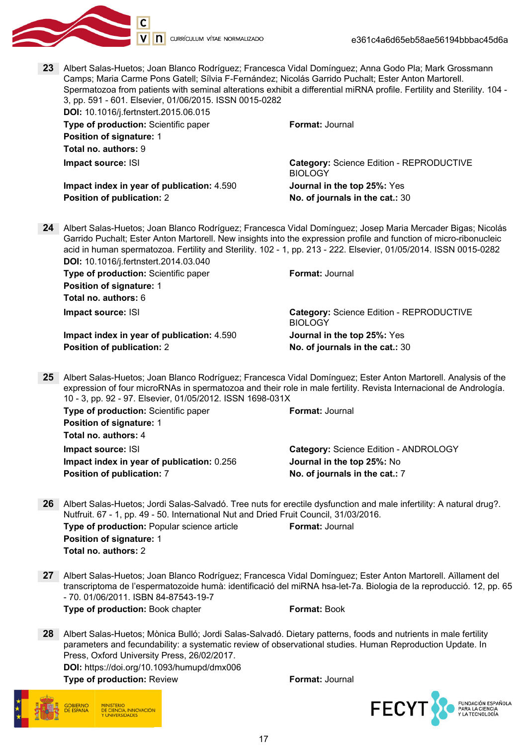**23** Albert Salas-Huetos; Joan Blanco Rodríguez; Francesca Vidal Domínguez; Anna Godo Pla; Mark Grossmann Camps; Maria Carme Pons Gatell; Sílvia F-Fernández; Nicolás Garrido Puchalt; Ester Anton Martorell. Spermatozoa from patients with seminal alterations exhibit a differential miRNA profile. Fertility and Sterility. 104 - 3, pp. 591 - 601. Elsevier, 01/06/2015. ISSN 0015-0282

**DOI:** 10.1016/j.fertnstert.2015.06.015

**Type of production:** Scientific paper
**Format:** Journal
**Position of signature:** 1
**Total no. authors:** 9
**Impact source:** ISI
**Category:** Science Edition - REPRODUCTIVE BIOLOGY
**Impact index in year of publication:** 4.590
**Journal in the top 25%:** Yes
**Position of publication:** 2
**No. of journals in the cat.:** 30

**24** Albert Salas-Huetos; Joan Blanco Rodríguez; Francesca Vidal Domínguez; Josep Maria Mercader Bigas; Nicolás Garrido Puchalt; Ester Anton Martorell. New insights into the expression profile and function of micro-ribonucleic acid in human spermatozoa. Fertility and Sterility. 102 - 1, pp. 213 - 222. Elsevier, 01/05/2014. ISSN 0015-0282

**DOI:** 10.1016/j.fertnstert.2014.03.040

**Type of production:** Scientific paper
**Format:** Journal
**Position of signature:** 1
**Total no. authors:** 6
**Impact source:** ISI
**Category:** Science Edition - REPRODUCTIVE BIOLOGY
**Impact index in year of publication:** 4.590
**Journal in the top 25%:** Yes
**Position of publication:** 2
**No. of journals in the cat.:** 30

**25** Albert Salas-Huetos; Joan Blanco Rodríguez; Francesca Vidal Domínguez; Ester Anton Martorell. Analysis of the expression of four microRNAs in spermatozoa and their role in male fertility. Revista Internacional de Andrología. 10 - 3, pp. 92 - 97. Elsevier, 01/05/2012. ISSN 1698-031X

**Type of production:** Scientific paper
**Format:** Journal
**Position of signature:** 1
**Total no. authors:** 4
**Impact source:** ISI
**Category:** Science Edition - ANDROLOGY
**Impact index in year of publication:** 0.256
**Journal in the top 25%:** No
**Position of publication:** 7
**No. of journals in the cat.:** 7

**26** Albert Salas-Huetos; Jordi Salas-Salvadó. Tree nuts for erectile dysfunction and male infertility: A natural drug?. Nutfruit. 67 - 1, pp. 49 - 50. International Nut and Dried Fruit Council, 31/03/2016.

**Type of production:** Popular science article
**Format:** Journal
**Position of signature:** 1
**Total no. authors:** 2

**27** Albert Salas-Huetos; Joan Blanco Rodríguez; Francesca Vidal Domínguez; Ester Anton Martorell. Aïllament del transcriptoma de l'espermatozoide humà: identificació del miRNA hsa-let-7a. Biologia de la reproducció. 12, pp. 65 - 70. 01/06/2011. ISBN 84-87543-19-7

**Type of production:** Book chapter
**Format:** Book

**28** Albert Salas-Huetos; Mònica Bulló; Jordi Salas-Salvadó. Dietary patterns, foods and nutrients in male fertility parameters and fecundability: a systematic review of observational studies. Human Reproduction Update. In Press, Oxford University Press, 26/02/2017.

**DOI:** https://doi.org/10.1093/humupd/dmx006

**Type of production:** Review
**Format:** Journal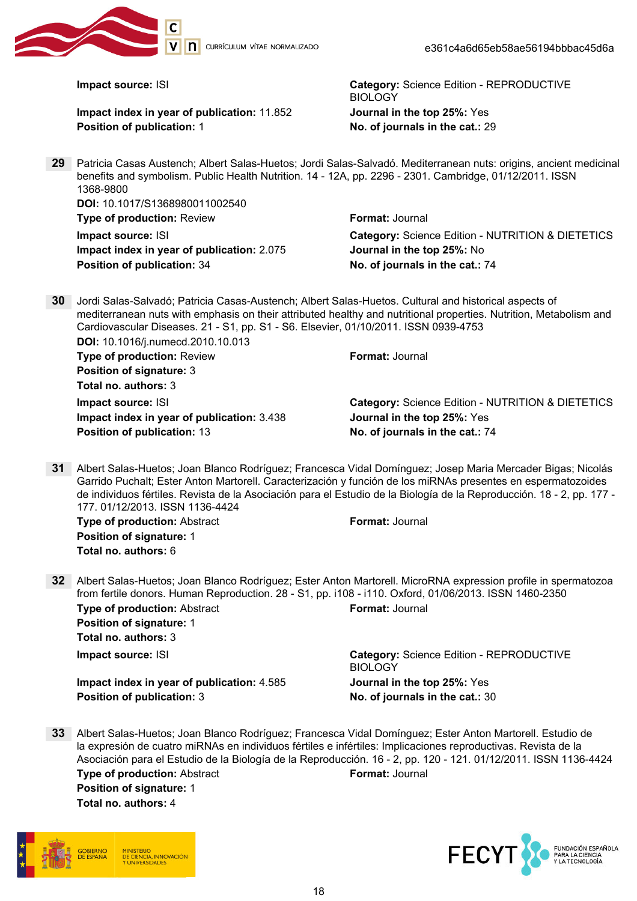**Impact source:** ISI

**Category:** Science Edition - REPRODUCTIVE BIOLOGY

**Impact index in year of publication:** 11.852

**Journal in the top 25%:** Yes

**Position of publication:** 1

**No. of journals in the cat.:** 29

**29** Patricia Casas Austench; Albert Salas-Huetos; Jordi Salas-Salvadó. Mediterranean nuts: origins, ancient medicinal benefits and symbolism. Public Health Nutrition. 14 - 12A, pp. 2296 - 2301. Cambridge, 01/12/2011. ISSN 1368-9800

**DOI:** 10.1017/S1368980011002540

**Type of production:** Review

**Format:** Journal

**Impact source:** ISI

**Category:** Science Edition - NUTRITION & DIETETICS

**Impact index in year of publication:** 2.075

**Journal in the top 25%:** No

**Position of publication:** 34

**No. of journals in the cat.:** 74

**30** Jordi Salas-Salvadó; Patricia Casas-Austench; Albert Salas-Huetos. Cultural and historical aspects of mediterranean nuts with emphasis on their attributed healthy and nutritional properties. Nutrition, Metabolism and Cardiovascular Diseases. 21 - S1, pp. S1 - S6. Elsevier, 01/10/2011. ISSN 0939-4753

**DOI:** 10.1016/j.numecd.2010.10.013

**Type of production:** Review

**Format:** Journal

**Position of signature:** 3

**Total no. authors:** 3

**Impact source:** ISI

**Category:** Science Edition - NUTRITION & DIETETICS

**Impact index in year of publication:** 3.438

**Journal in the top 25%:** Yes

**Position of publication:** 13

**No. of journals in the cat.:** 74

**31** Albert Salas-Huetos; Joan Blanco Rodríguez; Francesca Vidal Domínguez; Josep Maria Mercader Bigas; Nicolás Garrido Puchalt; Ester Anton Martorell. Caracterización y función de los miRNAs presentes en espermatozoides de individuos fértiles. Revista de la Asociación para el Estudio de la Biología de la Reproducción. 18 - 2, pp. 177 - 177. 01/12/2013. ISSN 1136-4424

**Type of production:** Abstract

**Format:** Journal

**Position of signature:** 1

**Total no. authors:** 6

**32** Albert Salas-Huetos; Joan Blanco Rodríguez; Ester Anton Martorell. MicroRNA expression profile in spermatozoa from fertile donors. Human Reproduction. 28 - S1, pp. i108 - i110. Oxford, 01/06/2013. ISSN 1460-2350

**Type of production:** Abstract

**Format:** Journal

**Position of signature:** 1

**Total no. authors:** 3

**Impact source:** ISI

**Category:** Science Edition - REPRODUCTIVE BIOLOGY

**Impact index in year of publication:** 4.585

**Journal in the top 25%:** Yes

**Position of publication:** 3

**No. of journals in the cat.:** 30

**33** Albert Salas-Huetos; Joan Blanco Rodríguez; Francesca Vidal Domínguez; Ester Anton Martorell. Estudio de la expresión de cuatro miRNAs en individuos fértiles e infértiles: Implicaciones reproductivas. Revista de la Asociación para el Estudio de la Biología de la Reproducción. 16 - 2, pp. 120 - 121. 01/12/2011. ISSN 1136-4424

**Type of production:** Abstract

**Format:** Journal

**Position of signature:** 1

**Total no. authors:** 4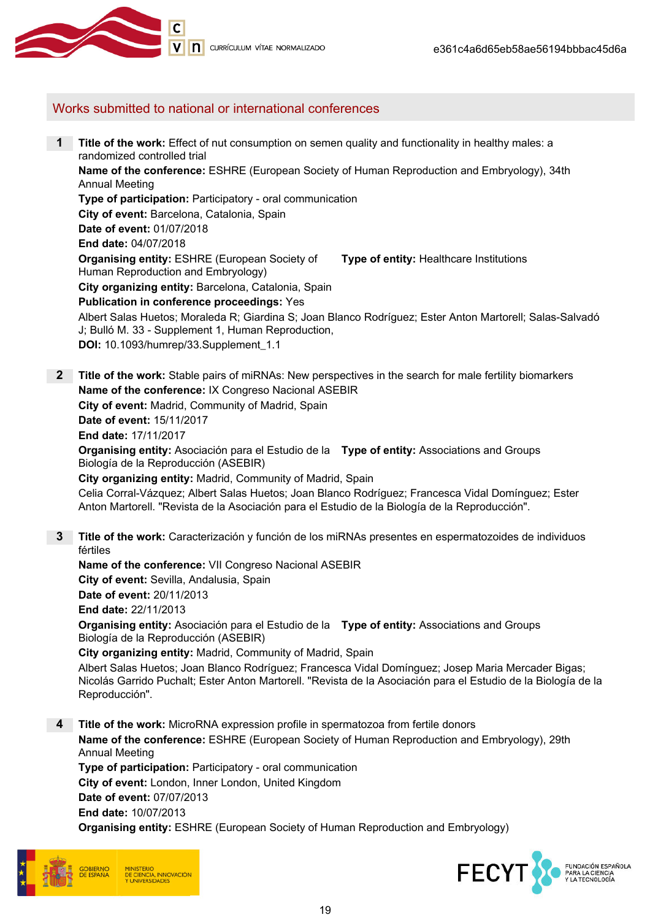## Works submitted to national or international conferences

**1** **Title of the work:** Effect of nut consumption on semen quality and functionality in healthy males: a randomized controlled trial
**Name of the conference:** ESHRE (European Society of Human Reproduction and Embryology), 34th Annual Meeting
**Type of participation:** Participatory - oral communication
**City of event:** Barcelona, Catalonia, Spain
**Date of event:** 01/07/2018
**End date:** 04/07/2018
**Organising entity:** ESHRE (European Society of Human Reproduction and Embryology) **Type of entity:** Healthcare Institutions
**City organizing entity:** Barcelona, Catalonia, Spain
**Publication in conference proceedings:** Yes
Albert Salas Huetos; Moraleda R; Giardina S; Joan Blanco Rodríguez; Ester Anton Martorell; Salas-Salvadó J; Bulló M. 33 - Supplement 1, Human Reproduction,
**DOI:** 10.1093/humrep/33.Supplement_1.1

**2** **Title of the work:** Stable pairs of miRNAs: New perspectives in the search for male fertility biomarkers
**Name of the conference:** IX Congreso Nacional ASEBIR
**City of event:** Madrid, Community of Madrid, Spain
**Date of event:** 15/11/2017
**End date:** 17/11/2017
**Organising entity:** Asociación para el Estudio de la Biología de la Reproducción (ASEBIR) **Type of entity:** Associations and Groups
**City organizing entity:** Madrid, Community of Madrid, Spain
Celia Corral-Vázquez; Albert Salas Huetos; Joan Blanco Rodríguez; Francesca Vidal Domínguez; Ester Anton Martorell. "Revista de la Asociación para el Estudio de la Biología de la Reproducción".

**3** **Title of the work:** Caracterización y función de los miRNAs presentes en espermatozoides de individuos fértiles
**Name of the conference:** VII Congreso Nacional ASEBIR
**City of event:** Sevilla, Andalusia, Spain
**Date of event:** 20/11/2013
**End date:** 22/11/2013
**Organising entity:** Asociación para el Estudio de la Biología de la Reproducción (ASEBIR) **Type of entity:** Associations and Groups
**City organizing entity:** Madrid, Community of Madrid, Spain
Albert Salas Huetos; Joan Blanco Rodríguez; Francesca Vidal Domínguez; Josep Maria Mercader Bigas; Nicolás Garrido Puchalt; Ester Anton Martorell. "Revista de la Asociación para el Estudio de la Biología de la Reproducción".

**4** **Title of the work:** MicroRNA expression profile in spermatozoa from fertile donors
**Name of the conference:** ESHRE (European Society of Human Reproduction and Embryology), 29th Annual Meeting
**Type of participation:** Participatory - oral communication
**City of event:** London, Inner London, United Kingdom
**Date of event:** 07/07/2013
**End date:** 10/07/2013
**Organising entity:** ESHRE (European Society of Human Reproduction and Embryology)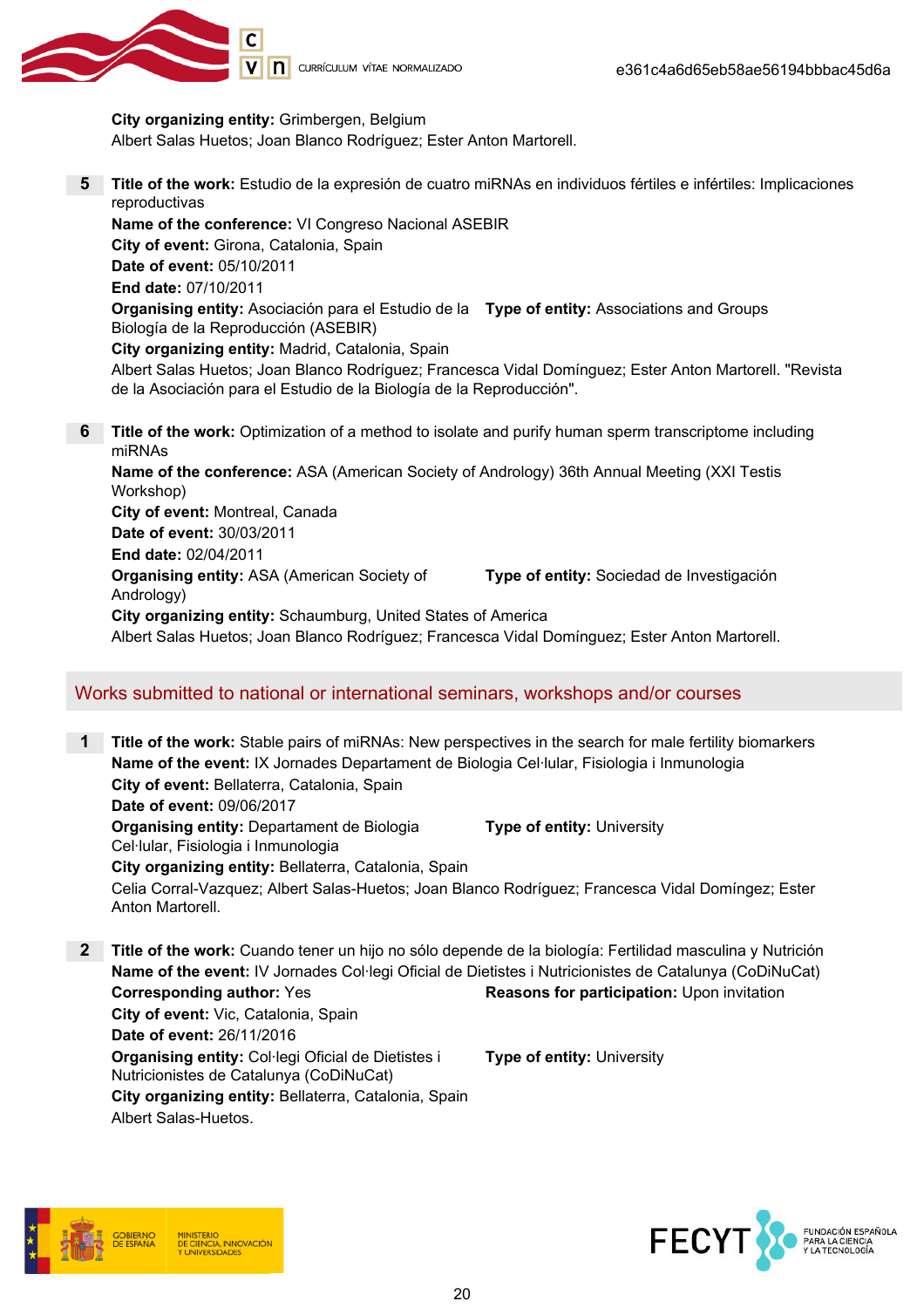**City organizing entity:** Grimbergen, Belgium
Albert Salas Huetos; Joan Blanco Rodríguez; Ester Anton Martorell.

5 **Title of the work:** Estudio de la expresión de cuatro miRNAs en individuos fértiles e infértiles: Implicaciones reproductivas
**Name of the conference:** VI Congreso Nacional ASEBIR
**City of event:** Girona, Catalonia, Spain
**Date of event:** 05/10/2011
**End date:** 07/10/2011
**Organising entity:** Asociación para el Estudio de la Biología de la Reproducción (ASEBIR) **Type of entity:** Associations and Groups
**City organizing entity:** Madrid, Catalonia, Spain
Albert Salas Huetos; Joan Blanco Rodríguez; Francesca Vidal Domínguez; Ester Anton Martorell. "Revista de la Asociación para el Estudio de la Biología de la Reproducción".

6 **Title of the work:** Optimization of a method to isolate and purify human sperm transcriptome including miRNAs
**Name of the conference:** ASA (American Society of Andrology) 36th Annual Meeting (XXI Testis Workshop)
**City of event:** Montreal, Canada
**Date of event:** 30/03/2011
**End date:** 02/04/2011
**Organising entity:** ASA (American Society of Andrology) **Type of entity:** Sociedad de Investigación
**City organizing entity:** Schaumburg, United States of America
Albert Salas Huetos; Joan Blanco Rodríguez; Francesca Vidal Domínguez; Ester Anton Martorell.

## Works submitted to national or international seminars, workshops and/or courses

1 **Title of the work:** Stable pairs of miRNAs: New perspectives in the search for male fertility biomarkers
**Name of the event:** IX Jornades Departament de Biologia Cel·lular, Fisiologia i Inmunologia
**City of event:** Bellaterra, Catalonia, Spain
**Date of event:** 09/06/2017
**Organising entity:** Departament de Biologia Cel·lular, Fisiologia i Inmunologia **Type of entity:** University
**City organizing entity:** Bellaterra, Catalonia, Spain
Celia Corral-Vazquez; Albert Salas-Huetos; Joan Blanco Rodríguez; Francesca Vidal Domíngez; Ester Anton Martorell.

2 **Title of the work:** Cuando tener un hijo no sólo depende de la biología: Fertilidad masculina y Nutrición
**Name of the event:** IV Jornades Col·legi Oficial de Dietistes i Nutricionistes de Catalunya (CoDiNuCat)
**Corresponding author:** Yes **Reasons for participation:** Upon invitation
**City of event:** Vic, Catalonia, Spain
**Date of event:** 26/11/2016
**Organising entity:** Col·legi Oficial de Dietistes i Nutricionistes de Catalunya (CoDiNuCat) **Type of entity:** University
**City organizing entity:** Bellaterra, Catalonia, Spain
Albert Salas-Huetos.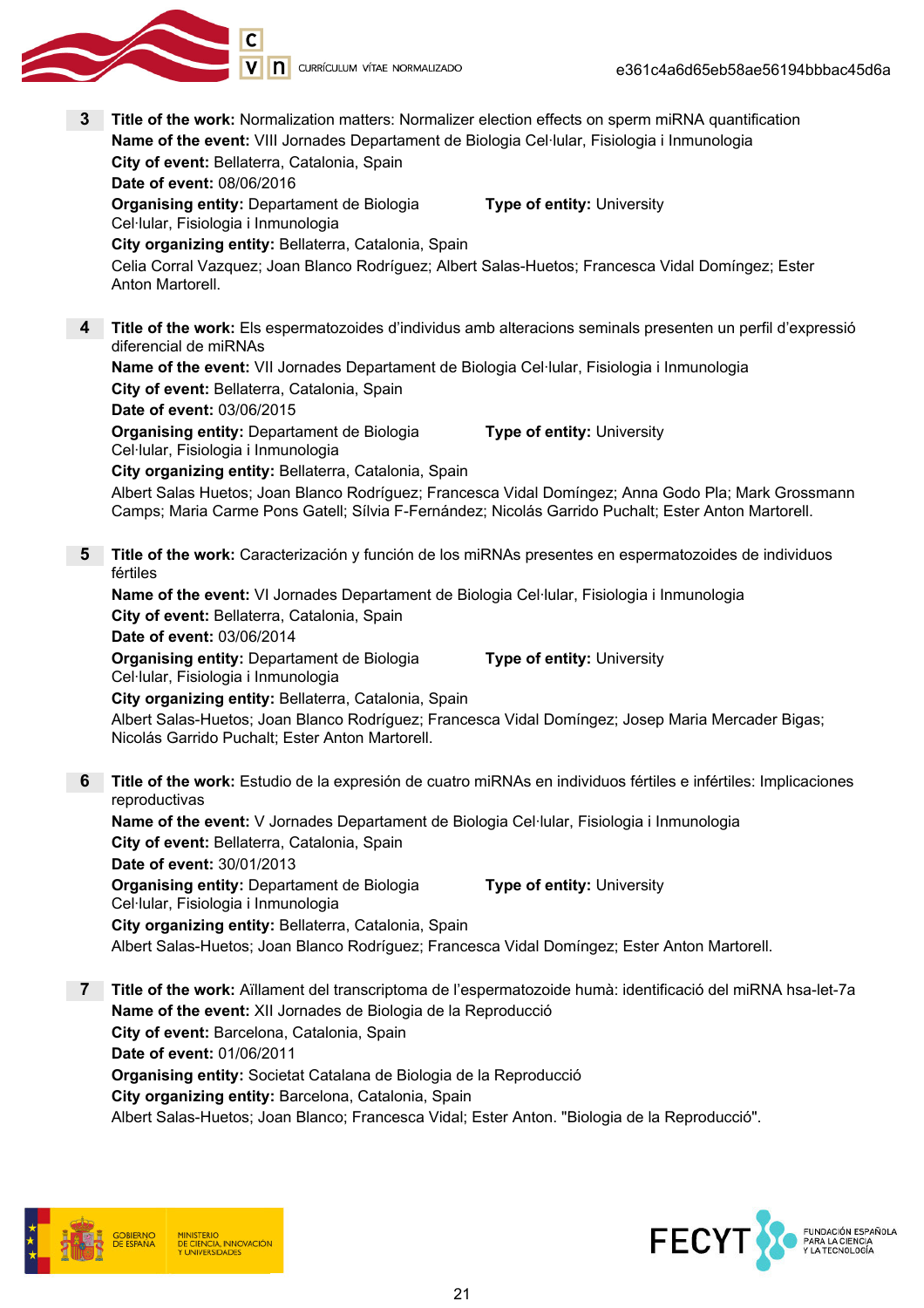**3** **Title of the work:** Normalization matters: Normalizer election effects on sperm miRNA quantification
**Name of the event:** VIII Jornades Departament de Biologia Cel·lular, Fisiologia i Inmunologia
**City of event:** Bellaterra, Catalonia, Spain
**Date of event:** 08/06/2016
**Organising entity:** Departament de Biologia Cel·lular, Fisiologia i Inmunologia
**Type of entity:** University
**City organizing entity:** Bellaterra, Catalonia, Spain
Celia Corral Vazquez; Joan Blanco Rodríguez; Albert Salas-Huetos; Francesca Vidal Domíngez; Ester Anton Martorell.

**4** **Title of the work:** Els espermatozoides d'individus amb alteracions seminals presenten un perfil d'expressió diferencial de miRNAs
**Name of the event:** VII Jornades Departament de Biologia Cel·lular, Fisiologia i Inmunologia
**City of event:** Bellaterra, Catalonia, Spain
**Date of event:** 03/06/2015
**Organising entity:** Departament de Biologia Cel·lular, Fisiologia i Inmunologia
**Type of entity:** University
**City organizing entity:** Bellaterra, Catalonia, Spain
Albert Salas Huetos; Joan Blanco Rodríguez; Francesca Vidal Domínguez; Anna Godo Pla; Mark Grossmann Camps; Maria Carme Pons Gatell; Sílvia F-Fernández; Nicolás Garrido Puchalt; Ester Anton Martorell.

**5** **Title of the work:** Caracterización y función de los miRNAs presentes en espermatozoides de individuos fértiles
**Name of the event:** VI Jornades Departament de Biologia Cel·lular, Fisiologia i Inmunologia
**City of event:** Bellaterra, Catalonia, Spain
**Date of event:** 03/06/2014
**Organising entity:** Departament de Biologia Cel·lular, Fisiologia i Inmunologia
**Type of entity:** University
**City organizing entity:** Bellaterra, Catalonia, Spain
Albert Salas-Huetos; Joan Blanco Rodríguez; Francesca Vidal Domínguez; Josep Maria Mercader Bigas; Nicolás Garrido Puchalt; Ester Anton Martorell.

**6** **Title of the work:** Estudio de la expresión de cuatro miRNAs en individuos fértiles e infértiles: Implicaciones reproductivas
**Name of the event:** V Jornades Departament de Biologia Cel·lular, Fisiologia i Inmunologia
**City of event:** Bellaterra, Catalonia, Spain
**Date of event:** 30/01/2013
**Organising entity:** Departament de Biologia Cel·lular, Fisiologia i Inmunologia
**Type of entity:** University
**City organizing entity:** Bellaterra, Catalonia, Spain
Albert Salas-Huetos; Joan Blanco Rodríguez; Francesca Vidal Domíngez; Ester Anton Martorell.

**7** **Title of the work:** Aïllament del transcriptoma de l'espermatozoide humà: identificació del miRNA hsa-let-7a
**Name of the event:** XII Jornades de Biologia de la Reproducció
**City of event:** Barcelona, Catalonia, Spain
**Date of event:** 01/06/2011
**Organising entity:** Societat Catalana de Biologia de la Reproducció
**City organizing entity:** Barcelona, Catalonia, Spain
Albert Salas-Huetos; Joan Blanco; Francesca Vidal; Ester Anton. "Biologia de la Reproducció".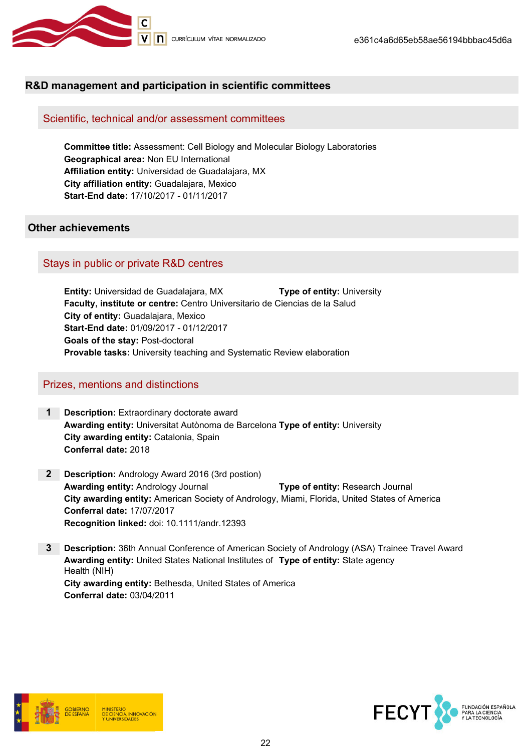## R&D management and participation in scientific committees

### Scientific, technical and/or assessment committees

**Committee title:** Assessment: Cell Biology and Molecular Biology Laboratories
**Geographical area:** Non EU International
**Affiliation entity:** Universidad de Guadalajara, MX
**City affiliation entity:** Guadalajara, Mexico
**Start-End date:** 17/10/2017 - 01/11/2017

## Other achievements

### Stays in public or private R&D centres

**Entity:** Universidad de Guadalajara, MX **Type of entity:** University
**Faculty, institute or centre:** Centro Universitario de Ciencias de la Salud
**City of entity:** Guadalajara, Mexico
**Start-End date:** 01/09/2017 - 01/12/2017
**Goals of the stay:** Post-doctoral
**Provable tasks:** University teaching and Systematic Review elaboration

### Prizes, mentions and distinctions

1. **Description:** Extraordinary doctorate award
   **Awarding entity:** Universitat Autònoma de Barcelona **Type of entity:** University
   **City awarding entity:** Catalonia, Spain
   **Conferral date:** 2018

2. **Description:** Andrology Award 2016 (3rd postion)
   **Awarding entity:** Andrology Journal **Type of entity:** Research Journal
   **City awarding entity:** American Society of Andrology, Miami, Florida, United States of America
   **Conferral date:** 17/07/2017
   **Recognition linked:** doi: 10.1111/andr.12393

3. **Description:** 36th Annual Conference of American Society of Andrology (ASA) Trainee Travel Award
   **Awarding entity:** United States National Institutes of Health (NIH) **Type of entity:** State agency
   **City awarding entity:** Bethesda, United States of America
   **Conferral date:** 03/04/2011